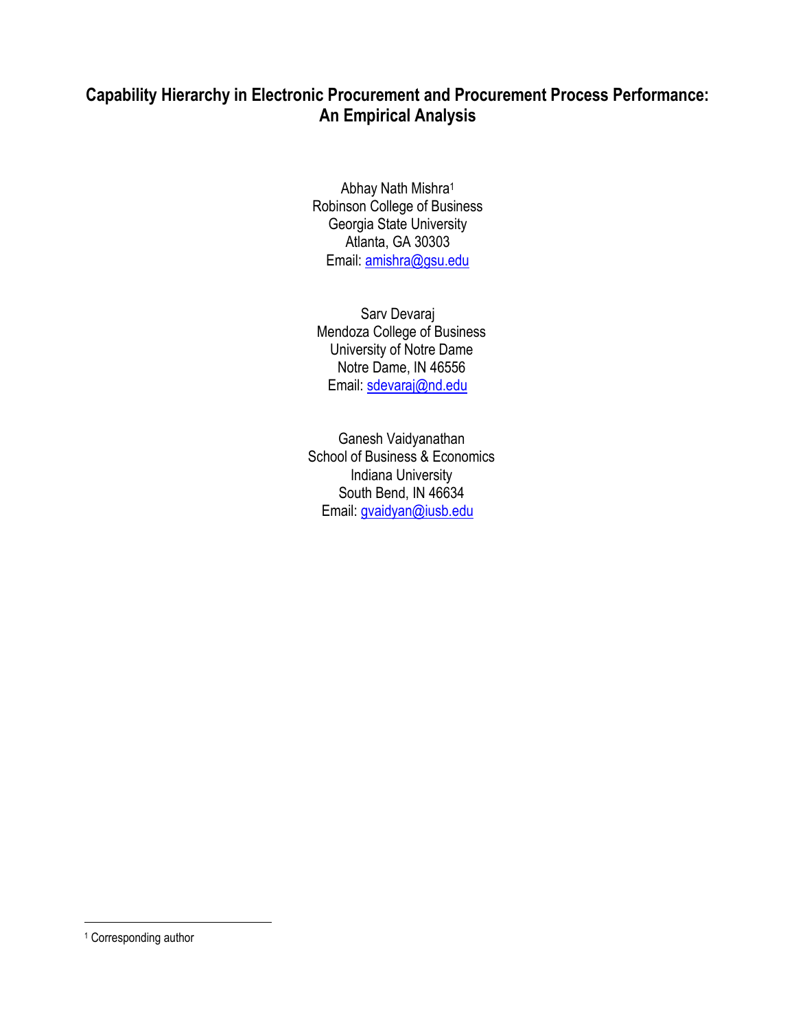# Capability Hierarchy in Electronic Procurement and Procurement Process Performance: An Empirical Analysis

Abhay Nath Mishra[1]
Robinson College of Business
Georgia State University
Atlanta, GA 30303
Email: amishra@gsu.edu

Sarv Devaraj
Mendoza College of Business
University of Notre Dame
Notre Dame, IN 46556
Email: sdevaraj@nd.edu

Ganesh Vaidyanathan
School of Business & Economics
Indiana University
South Bend, IN 46634
Email: gvaidyan@iusb.edu

---

[1] Corresponding author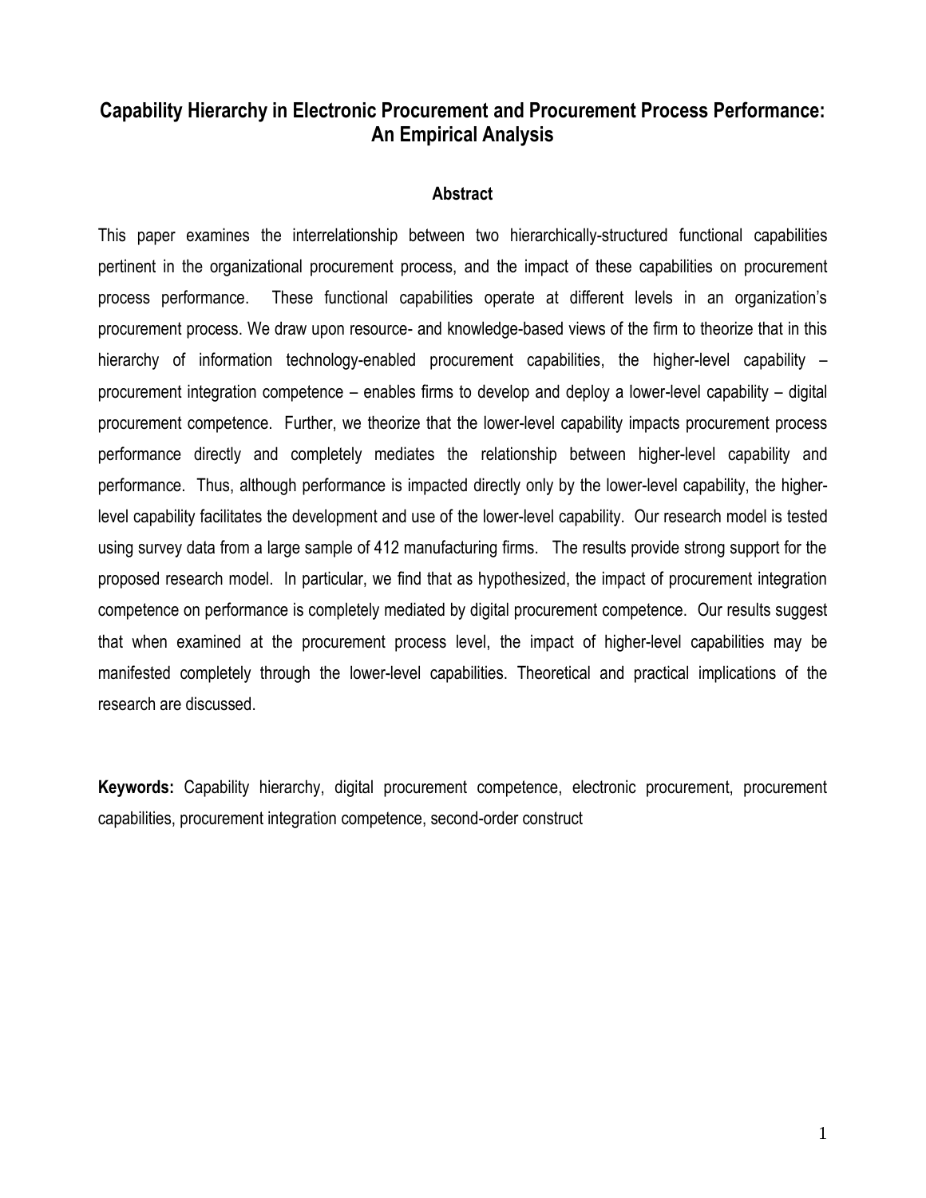# Capability Hierarchy in Electronic Procurement and Procurement Process Performance: An Empirical Analysis

## Abstract

This paper examines the interrelationship between two hierarchically-structured functional capabilities pertinent in the organizational procurement process, and the impact of these capabilities on procurement process performance. These functional capabilities operate at different levels in an organization's procurement process. We draw upon resource- and knowledge-based views of the firm to theorize that in this hierarchy of information technology-enabled procurement capabilities, the higher-level capability – procurement integration competence – enables firms to develop and deploy a lower-level capability – digital procurement competence. Further, we theorize that the lower-level capability impacts procurement process performance directly and completely mediates the relationship between higher-level capability and performance. Thus, although performance is impacted directly only by the lower-level capability, the higher-level capability facilitates the development and use of the lower-level capability. Our research model is tested using survey data from a large sample of 412 manufacturing firms. The results provide strong support for the proposed research model. In particular, we find that as hypothesized, the impact of procurement integration competence on performance is completely mediated by digital procurement competence. Our results suggest that when examined at the procurement process level, the impact of higher-level capabilities may be manifested completely through the lower-level capabilities. Theoretical and practical implications of the research are discussed.

**Keywords:** Capability hierarchy, digital procurement competence, electronic procurement, procurement capabilities, procurement integration competence, second-order construct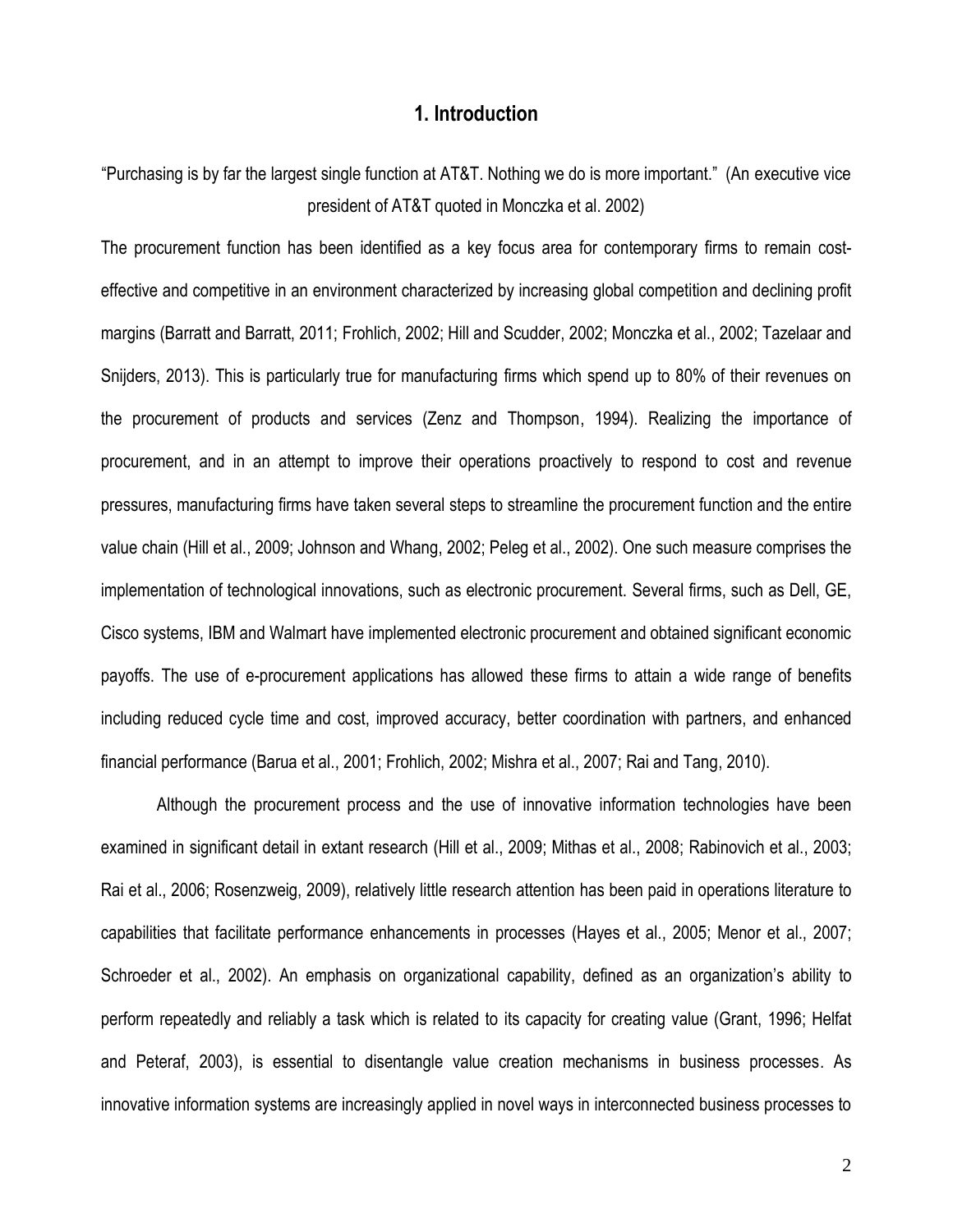# 1. Introduction

"Purchasing is by far the largest single function at AT&T. Nothing we do is more important." (An executive vice president of AT&T quoted in Monczka et al. 2002)

The procurement function has been identified as a key focus area for contemporary firms to remain cost-effective and competitive in an environment characterized by increasing global competition and declining profit margins (Barratt and Barratt, 2011; Frohlich, 2002; Hill and Scudder, 2002; Monczka et al., 2002; Tazelaar and Snijders, 2013). This is particularly true for manufacturing firms which spend up to 80% of their revenues on the procurement of products and services (Zenz and Thompson, 1994). Realizing the importance of procurement, and in an attempt to improve their operations proactively to respond to cost and revenue pressures, manufacturing firms have taken several steps to streamline the procurement function and the entire value chain (Hill et al., 2009; Johnson and Whang, 2002; Peleg et al., 2002). One such measure comprises the implementation of technological innovations, such as electronic procurement. Several firms, such as Dell, GE, Cisco systems, IBM and Walmart have implemented electronic procurement and obtained significant economic payoffs. The use of e-procurement applications has allowed these firms to attain a wide range of benefits including reduced cycle time and cost, improved accuracy, better coordination with partners, and enhanced financial performance (Barua et al., 2001; Frohlich, 2002; Mishra et al., 2007; Rai and Tang, 2010).

Although the procurement process and the use of innovative information technologies have been examined in significant detail in extant research (Hill et al., 2009; Mithas et al., 2008; Rabinovich et al., 2003; Rai et al., 2006; Rosenzweig, 2009), relatively little research attention has been paid in operations literature to capabilities that facilitate performance enhancements in processes (Hayes et al., 2005; Menor et al., 2007; Schroeder et al., 2002). An emphasis on organizational capability, defined as an organization's ability to perform repeatedly and reliably a task which is related to its capacity for creating value (Grant, 1996; Helfat and Peteraf, 2003), is essential to disentangle value creation mechanisms in business processes. As innovative information systems are increasingly applied in novel ways in interconnected business processes to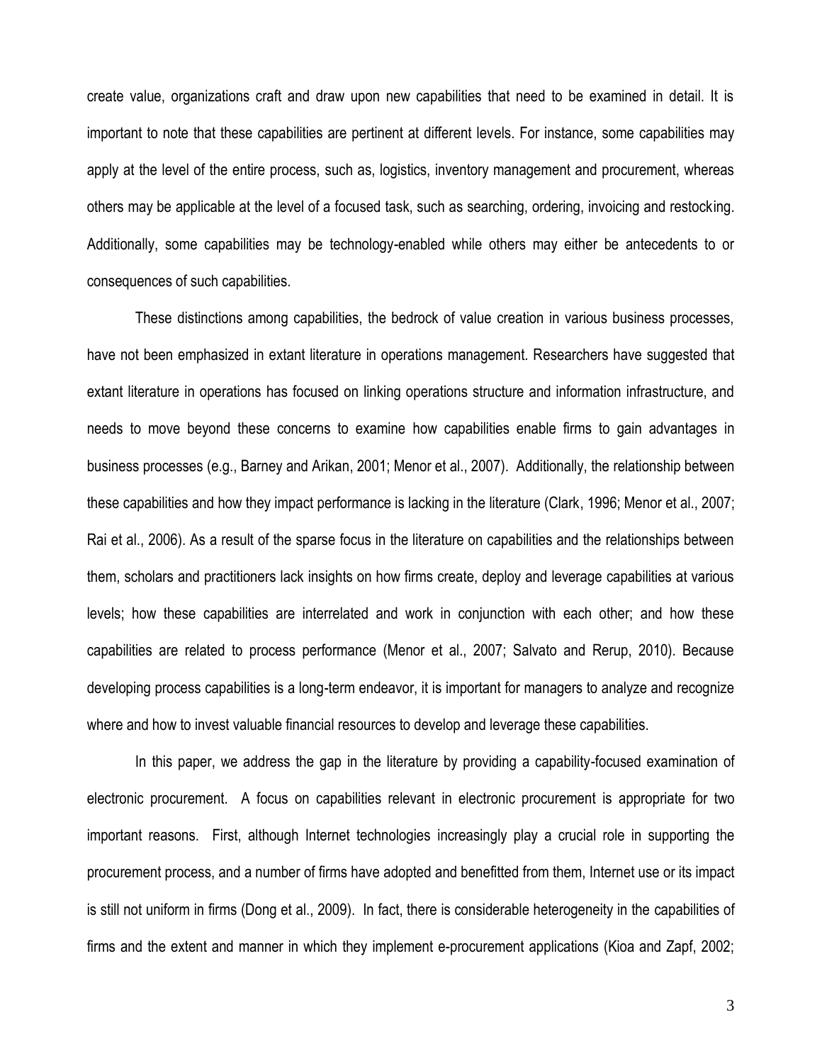create value, organizations craft and draw upon new capabilities that need to be examined in detail. It is important to note that these capabilities are pertinent at different levels. For instance, some capabilities may apply at the level of the entire process, such as, logistics, inventory management and procurement, whereas others may be applicable at the level of a focused task, such as searching, ordering, invoicing and restocking. Additionally, some capabilities may be technology-enabled while others may either be antecedents to or consequences of such capabilities.

These distinctions among capabilities, the bedrock of value creation in various business processes, have not been emphasized in extant literature in operations management. Researchers have suggested that extant literature in operations has focused on linking operations structure and information infrastructure, and needs to move beyond these concerns to examine how capabilities enable firms to gain advantages in business processes (e.g., Barney and Arikan, 2001; Menor et al., 2007). Additionally, the relationship between these capabilities and how they impact performance is lacking in the literature (Clark, 1996; Menor et al., 2007; Rai et al., 2006). As a result of the sparse focus in the literature on capabilities and the relationships between them, scholars and practitioners lack insights on how firms create, deploy and leverage capabilities at various levels; how these capabilities are interrelated and work in conjunction with each other; and how these capabilities are related to process performance (Menor et al., 2007; Salvato and Rerup, 2010). Because developing process capabilities is a long-term endeavor, it is important for managers to analyze and recognize where and how to invest valuable financial resources to develop and leverage these capabilities.

In this paper, we address the gap in the literature by providing a capability-focused examination of electronic procurement. A focus on capabilities relevant in electronic procurement is appropriate for two important reasons. First, although Internet technologies increasingly play a crucial role in supporting the procurement process, and a number of firms have adopted and benefitted from them, Internet use or its impact is still not uniform in firms (Dong et al., 2009). In fact, there is considerable heterogeneity in the capabilities of firms and the extent and manner in which they implement e-procurement applications (Kioa and Zapf, 2002;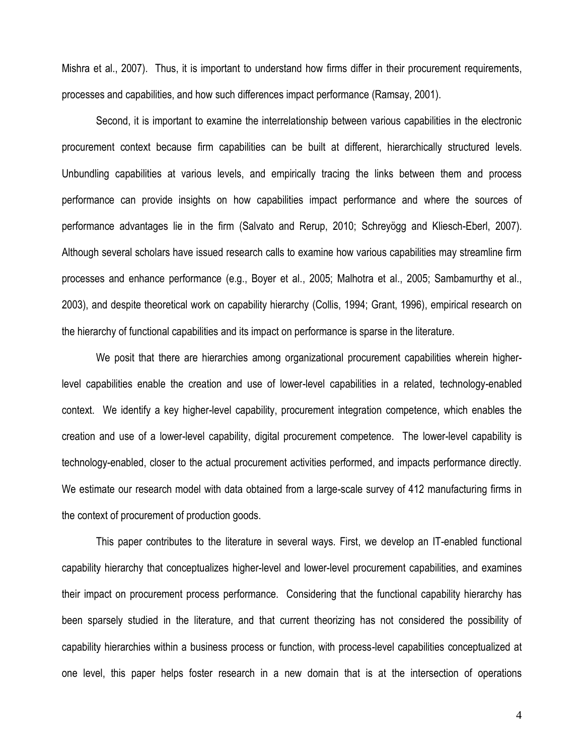Mishra et al., 2007). Thus, it is important to understand how firms differ in their procurement requirements, processes and capabilities, and how such differences impact performance (Ramsay, 2001).

Second, it is important to examine the interrelationship between various capabilities in the electronic procurement context because firm capabilities can be built at different, hierarchically structured levels. Unbundling capabilities at various levels, and empirically tracing the links between them and process performance can provide insights on how capabilities impact performance and where the sources of performance advantages lie in the firm (Salvato and Rerup, 2010; Schreyögg and Kliesch-Eberl, 2007). Although several scholars have issued research calls to examine how various capabilities may streamline firm processes and enhance performance (e.g., Boyer et al., 2005; Malhotra et al., 2005; Sambamurthy et al., 2003), and despite theoretical work on capability hierarchy (Collis, 1994; Grant, 1996), empirical research on the hierarchy of functional capabilities and its impact on performance is sparse in the literature.

We posit that there are hierarchies among organizational procurement capabilities wherein higher-level capabilities enable the creation and use of lower-level capabilities in a related, technology-enabled context. We identify a key higher-level capability, procurement integration competence, which enables the creation and use of a lower-level capability, digital procurement competence. The lower-level capability is technology-enabled, closer to the actual procurement activities performed, and impacts performance directly. We estimate our research model with data obtained from a large-scale survey of 412 manufacturing firms in the context of procurement of production goods.

This paper contributes to the literature in several ways. First, we develop an IT-enabled functional capability hierarchy that conceptualizes higher-level and lower-level procurement capabilities, and examines their impact on procurement process performance. Considering that the functional capability hierarchy has been sparsely studied in the literature, and that current theorizing has not considered the possibility of capability hierarchies within a business process or function, with process-level capabilities conceptualized at one level, this paper helps foster research in a new domain that is at the intersection of operations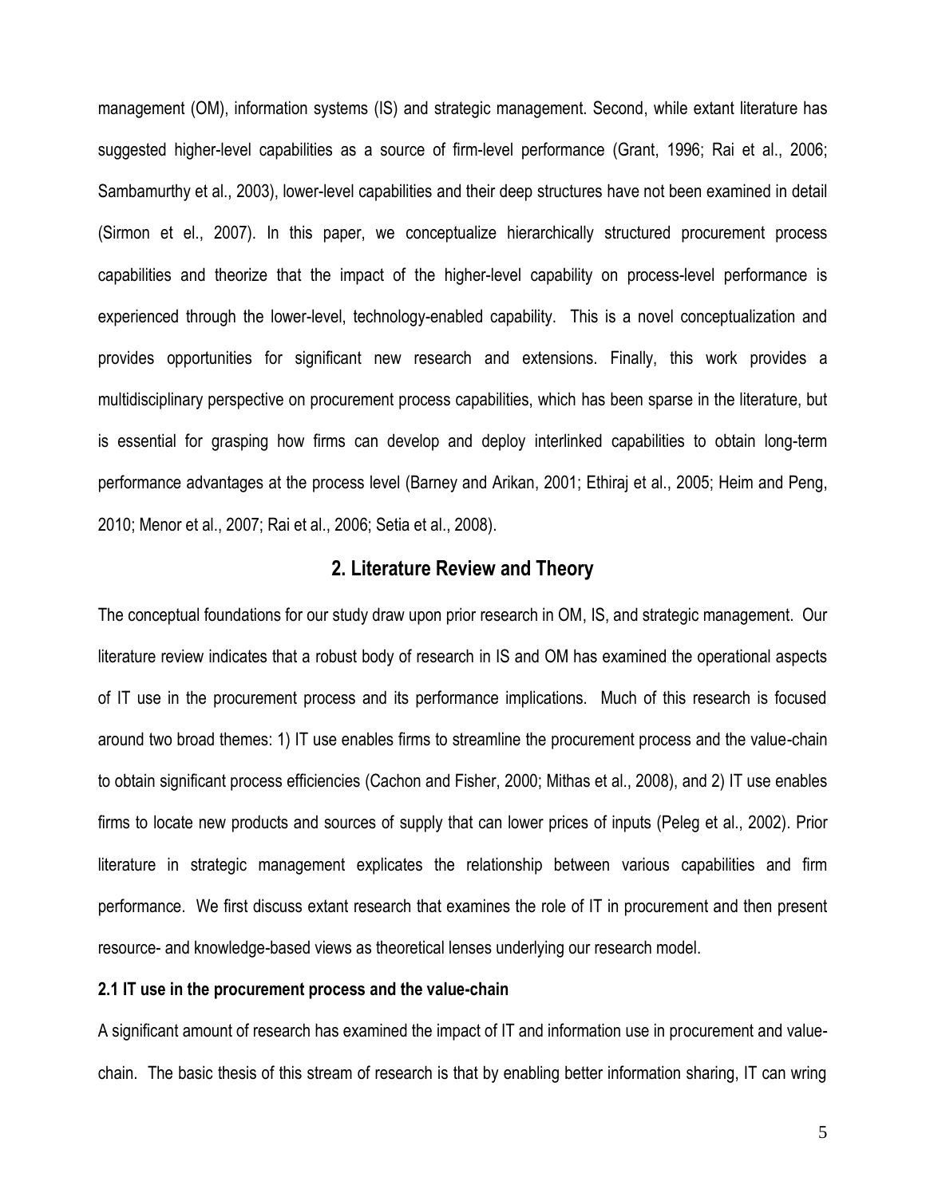management (OM), information systems (IS) and strategic management. Second, while extant literature has suggested higher-level capabilities as a source of firm-level performance (Grant, 1996; Rai et al., 2006; Sambamurthy et al., 2003), lower-level capabilities and their deep structures have not been examined in detail (Sirmon et el., 2007). In this paper, we conceptualize hierarchically structured procurement process capabilities and theorize that the impact of the higher-level capability on process-level performance is experienced through the lower-level, technology-enabled capability. This is a novel conceptualization and provides opportunities for significant new research and extensions. Finally, this work provides a multidisciplinary perspective on procurement process capabilities, which has been sparse in the literature, but is essential for grasping how firms can develop and deploy interlinked capabilities to obtain long-term performance advantages at the process level (Barney and Arikan, 2001; Ethiraj et al., 2005; Heim and Peng, 2010; Menor et al., 2007; Rai et al., 2006; Setia et al., 2008).

## 2. Literature Review and Theory

The conceptual foundations for our study draw upon prior research in OM, IS, and strategic management. Our literature review indicates that a robust body of research in IS and OM has examined the operational aspects of IT use in the procurement process and its performance implications. Much of this research is focused around two broad themes: 1) IT use enables firms to streamline the procurement process and the value-chain to obtain significant process efficiencies (Cachon and Fisher, 2000; Mithas et al., 2008), and 2) IT use enables firms to locate new products and sources of supply that can lower prices of inputs (Peleg et al., 2002). Prior literature in strategic management explicates the relationship between various capabilities and firm performance. We first discuss extant research that examines the role of IT in procurement and then present resource- and knowledge-based views as theoretical lenses underlying our research model.

### 2.1 IT use in the procurement process and the value-chain

A significant amount of research has examined the impact of IT and information use in procurement and value-chain. The basic thesis of this stream of research is that by enabling better information sharing, IT can wring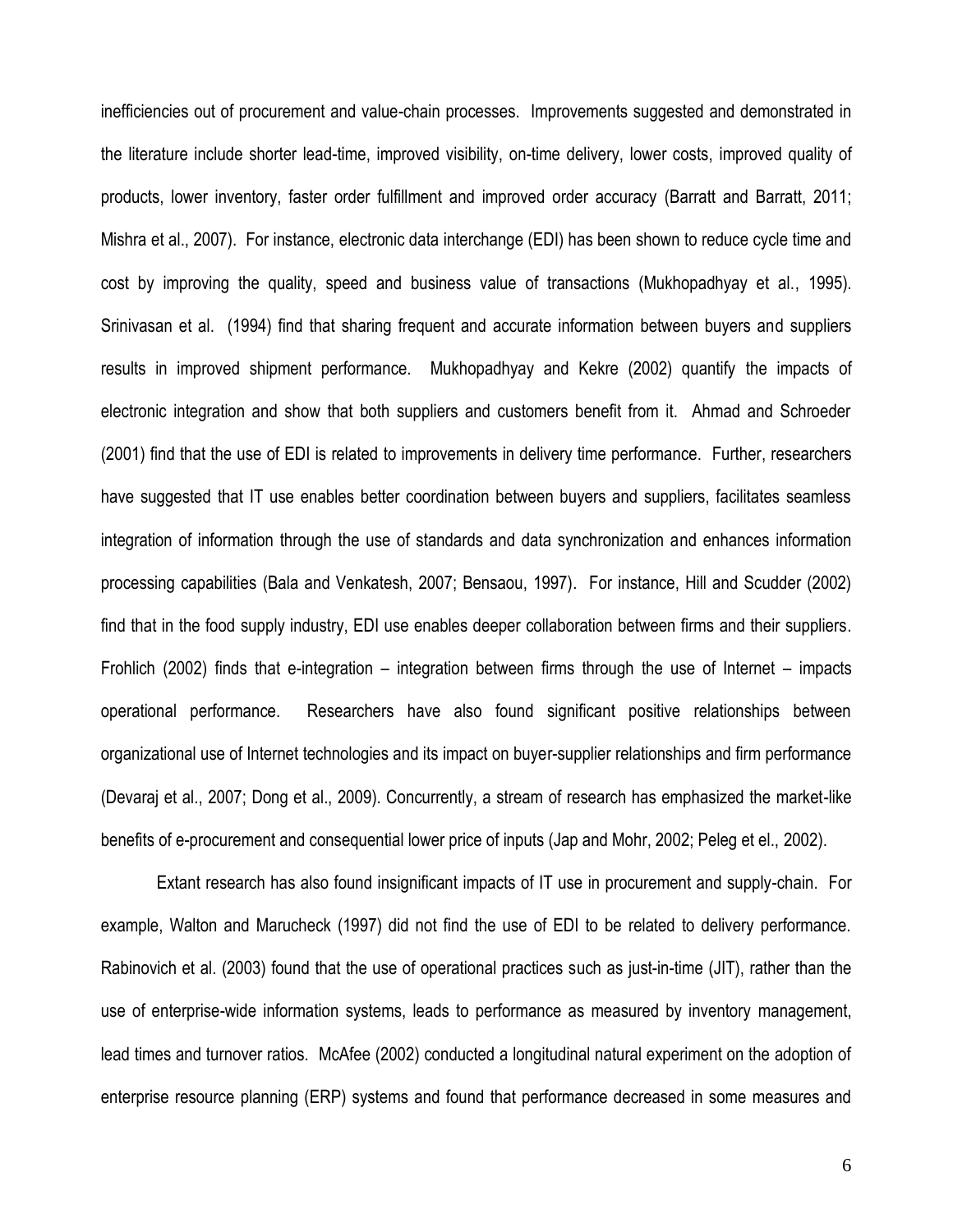inefficiencies out of procurement and value-chain processes. Improvements suggested and demonstrated in the literature include shorter lead-time, improved visibility, on-time delivery, lower costs, improved quality of products, lower inventory, faster order fulfillment and improved order accuracy (Barratt and Barratt, 2011; Mishra et al., 2007). For instance, electronic data interchange (EDI) has been shown to reduce cycle time and cost by improving the quality, speed and business value of transactions (Mukhopadhyay et al., 1995). Srinivasan et al. (1994) find that sharing frequent and accurate information between buyers and suppliers results in improved shipment performance. Mukhopadhyay and Kekre (2002) quantify the impacts of electronic integration and show that both suppliers and customers benefit from it. Ahmad and Schroeder (2001) find that the use of EDI is related to improvements in delivery time performance. Further, researchers have suggested that IT use enables better coordination between buyers and suppliers, facilitates seamless integration of information through the use of standards and data synchronization and enhances information processing capabilities (Bala and Venkatesh, 2007; Bensaou, 1997). For instance, Hill and Scudder (2002) find that in the food supply industry, EDI use enables deeper collaboration between firms and their suppliers. Frohlich (2002) finds that e-integration – integration between firms through the use of Internet – impacts operational performance. Researchers have also found significant positive relationships between organizational use of Internet technologies and its impact on buyer-supplier relationships and firm performance (Devaraj et al., 2007; Dong et al., 2009). Concurrently, a stream of research has emphasized the market-like benefits of e-procurement and consequential lower price of inputs (Jap and Mohr, 2002; Peleg et el., 2002).

Extant research has also found insignificant impacts of IT use in procurement and supply-chain. For example, Walton and Marucheck (1997) did not find the use of EDI to be related to delivery performance. Rabinovich et al. (2003) found that the use of operational practices such as just-in-time (JIT), rather than the use of enterprise-wide information systems, leads to performance as measured by inventory management, lead times and turnover ratios. McAfee (2002) conducted a longitudinal natural experiment on the adoption of enterprise resource planning (ERP) systems and found that performance decreased in some measures and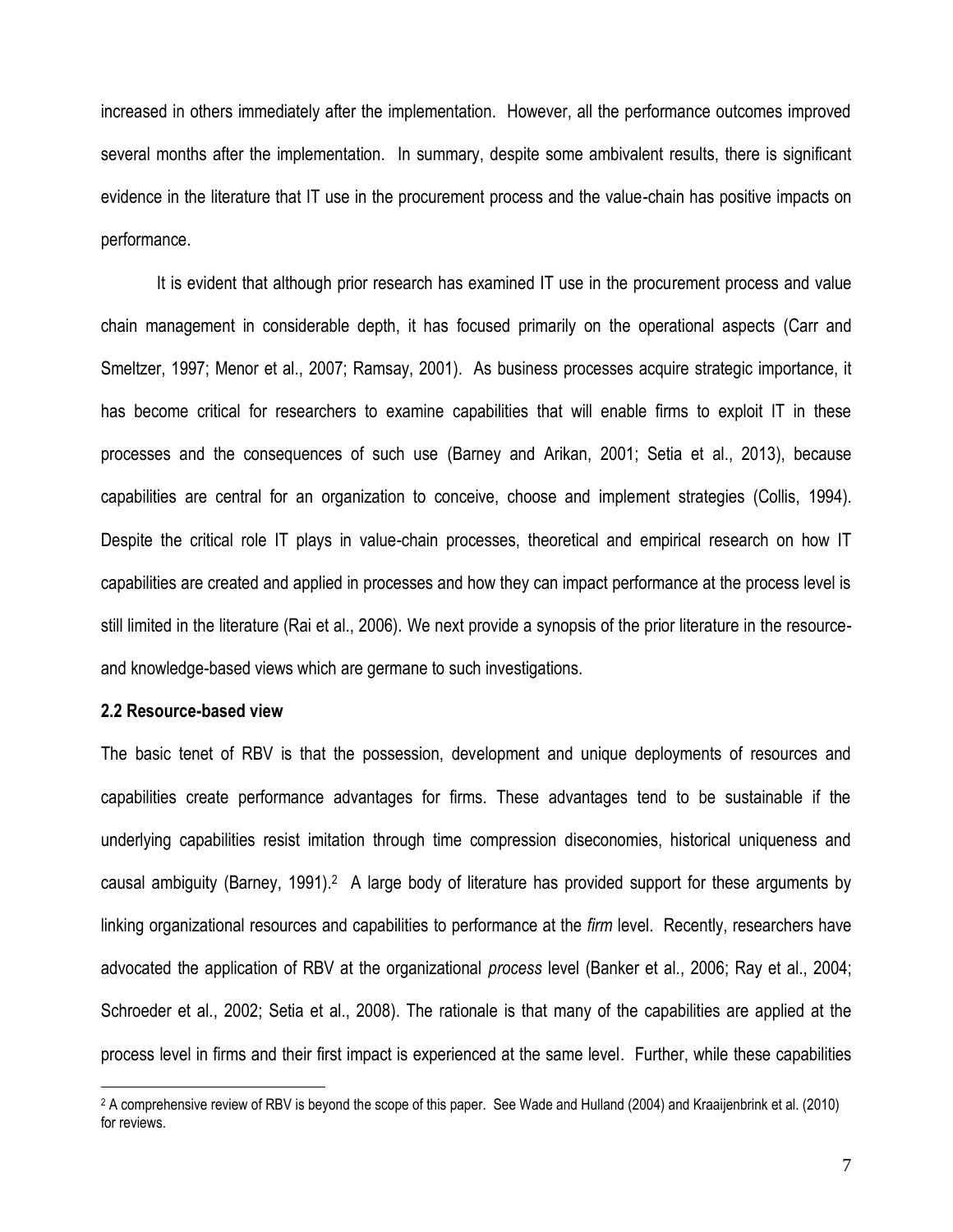increased in others immediately after the implementation. However, all the performance outcomes improved several months after the implementation. In summary, despite some ambivalent results, there is significant evidence in the literature that IT use in the procurement process and the value-chain has positive impacts on performance.

It is evident that although prior research has examined IT use in the procurement process and value chain management in considerable depth, it has focused primarily on the operational aspects (Carr and Smeltzer, 1997; Menor et al., 2007; Ramsay, 2001). As business processes acquire strategic importance, it has become critical for researchers to examine capabilities that will enable firms to exploit IT in these processes and the consequences of such use (Barney and Arikan, 2001; Setia et al., 2013), because capabilities are central for an organization to conceive, choose and implement strategies (Collis, 1994). Despite the critical role IT plays in value-chain processes, theoretical and empirical research on how IT capabilities are created and applied in processes and how they can impact performance at the process level is still limited in the literature (Rai et al., 2006). We next provide a synopsis of the prior literature in the resource- and knowledge-based views which are germane to such investigations.

### 2.2 Resource-based view

The basic tenet of RBV is that the possession, development and unique deployments of resources and capabilities create performance advantages for firms. These advantages tend to be sustainable if the underlying capabilities resist imitation through time compression diseconomies, historical uniqueness and causal ambiguity (Barney, 1991).[2] A large body of literature has provided support for these arguments by linking organizational resources and capabilities to performance at the *firm* level. Recently, researchers have advocated the application of RBV at the organizational *process* level (Banker et al., 2006; Ray et al., 2004; Schroeder et al., 2002; Setia et al., 2008). The rationale is that many of the capabilities are applied at the process level in firms and their first impact is experienced at the same level. Further, while these capabilities

[2] A comprehensive review of RBV is beyond the scope of this paper. See Wade and Hulland (2004) and Kraaijenbrink et al. (2010) for reviews.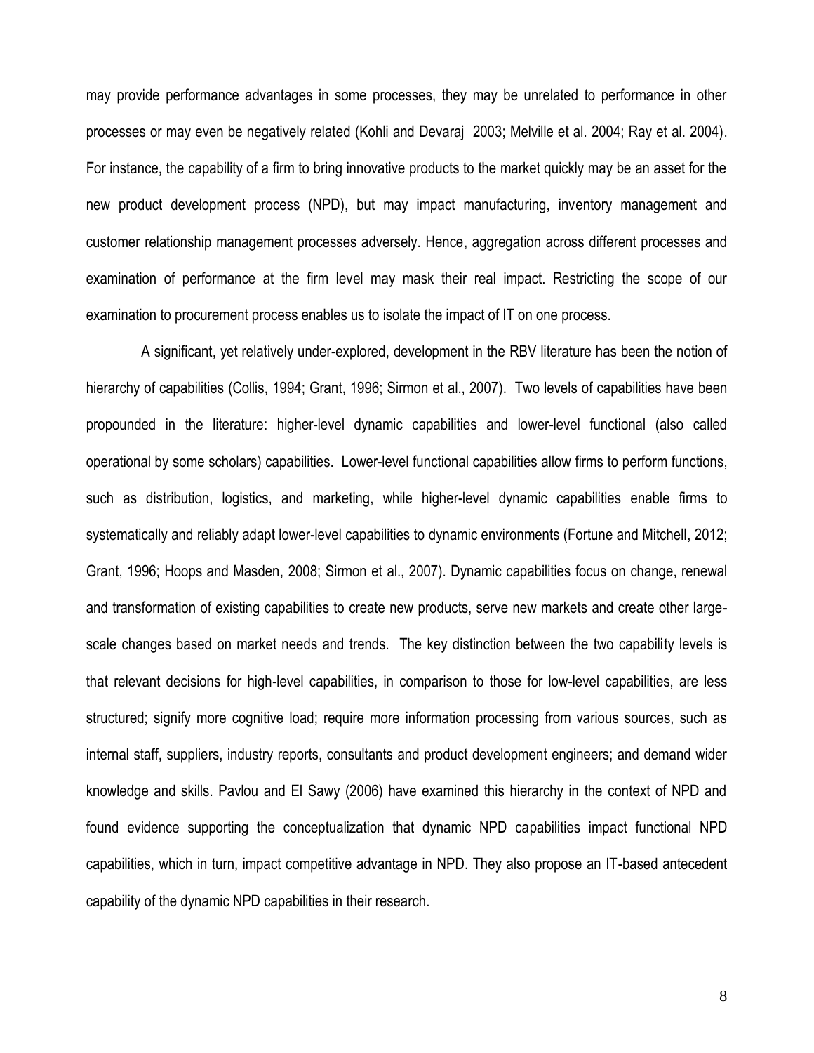may provide performance advantages in some processes, they may be unrelated to performance in other processes or may even be negatively related (Kohli and Devaraj 2003; Melville et al. 2004; Ray et al. 2004). For instance, the capability of a firm to bring innovative products to the market quickly may be an asset for the new product development process (NPD), but may impact manufacturing, inventory management and customer relationship management processes adversely. Hence, aggregation across different processes and examination of performance at the firm level may mask their real impact. Restricting the scope of our examination to procurement process enables us to isolate the impact of IT on one process.

A significant, yet relatively under-explored, development in the RBV literature has been the notion of hierarchy of capabilities (Collis, 1994; Grant, 1996; Sirmon et al., 2007). Two levels of capabilities have been propounded in the literature: higher-level dynamic capabilities and lower-level functional (also called operational by some scholars) capabilities. Lower-level functional capabilities allow firms to perform functions, such as distribution, logistics, and marketing, while higher-level dynamic capabilities enable firms to systematically and reliably adapt lower-level capabilities to dynamic environments (Fortune and Mitchell, 2012; Grant, 1996; Hoops and Masden, 2008; Sirmon et al., 2007). Dynamic capabilities focus on change, renewal and transformation of existing capabilities to create new products, serve new markets and create other large-scale changes based on market needs and trends. The key distinction between the two capability levels is that relevant decisions for high-level capabilities, in comparison to those for low-level capabilities, are less structured; signify more cognitive load; require more information processing from various sources, such as internal staff, suppliers, industry reports, consultants and product development engineers; and demand wider knowledge and skills. Pavlou and El Sawy (2006) have examined this hierarchy in the context of NPD and found evidence supporting the conceptualization that dynamic NPD capabilities impact functional NPD capabilities, which in turn, impact competitive advantage in NPD. They also propose an IT-based antecedent capability of the dynamic NPD capabilities in their research.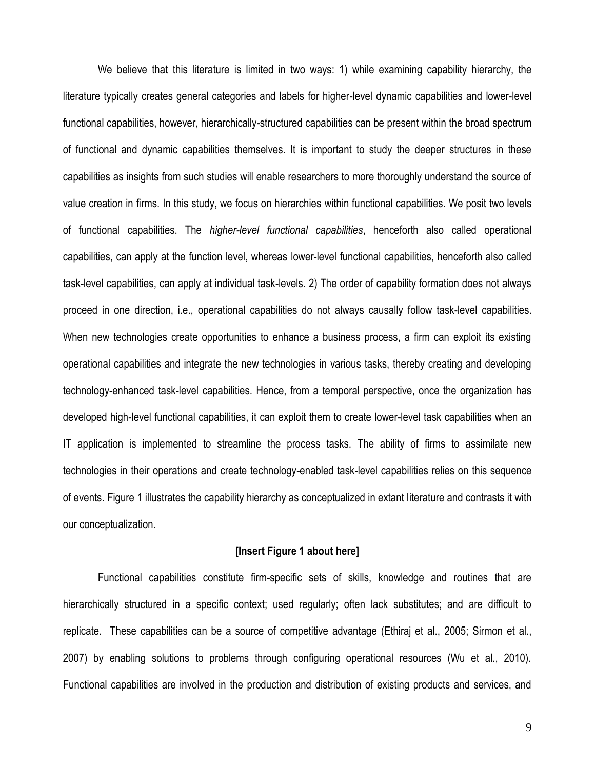We believe that this literature is limited in two ways: 1) while examining capability hierarchy, the literature typically creates general categories and labels for higher-level dynamic capabilities and lower-level functional capabilities, however, hierarchically-structured capabilities can be present within the broad spectrum of functional and dynamic capabilities themselves. It is important to study the deeper structures in these capabilities as insights from such studies will enable researchers to more thoroughly understand the source of value creation in firms. In this study, we focus on hierarchies within functional capabilities. We posit two levels of functional capabilities. The *higher-level functional capabilities*, henceforth also called operational capabilities, can apply at the function level, whereas lower-level functional capabilities, henceforth also called task-level capabilities, can apply at individual task-levels. 2) The order of capability formation does not always proceed in one direction, i.e., operational capabilities do not always causally follow task-level capabilities. When new technologies create opportunities to enhance a business process, a firm can exploit its existing operational capabilities and integrate the new technologies in various tasks, thereby creating and developing technology-enhanced task-level capabilities. Hence, from a temporal perspective, once the organization has developed high-level functional capabilities, it can exploit them to create lower-level task capabilities when an IT application is implemented to streamline the process tasks. The ability of firms to assimilate new technologies in their operations and create technology-enabled task-level capabilities relies on this sequence of events. Figure 1 illustrates the capability hierarchy as conceptualized in extant literature and contrasts it with our conceptualization.

**[Insert Figure 1 about here]**

Functional capabilities constitute firm-specific sets of skills, knowledge and routines that are hierarchically structured in a specific context; used regularly; often lack substitutes; and are difficult to replicate. These capabilities can be a source of competitive advantage (Ethiraj et al., 2005; Sirmon et al., 2007) by enabling solutions to problems through configuring operational resources (Wu et al., 2010). Functional capabilities are involved in the production and distribution of existing products and services, and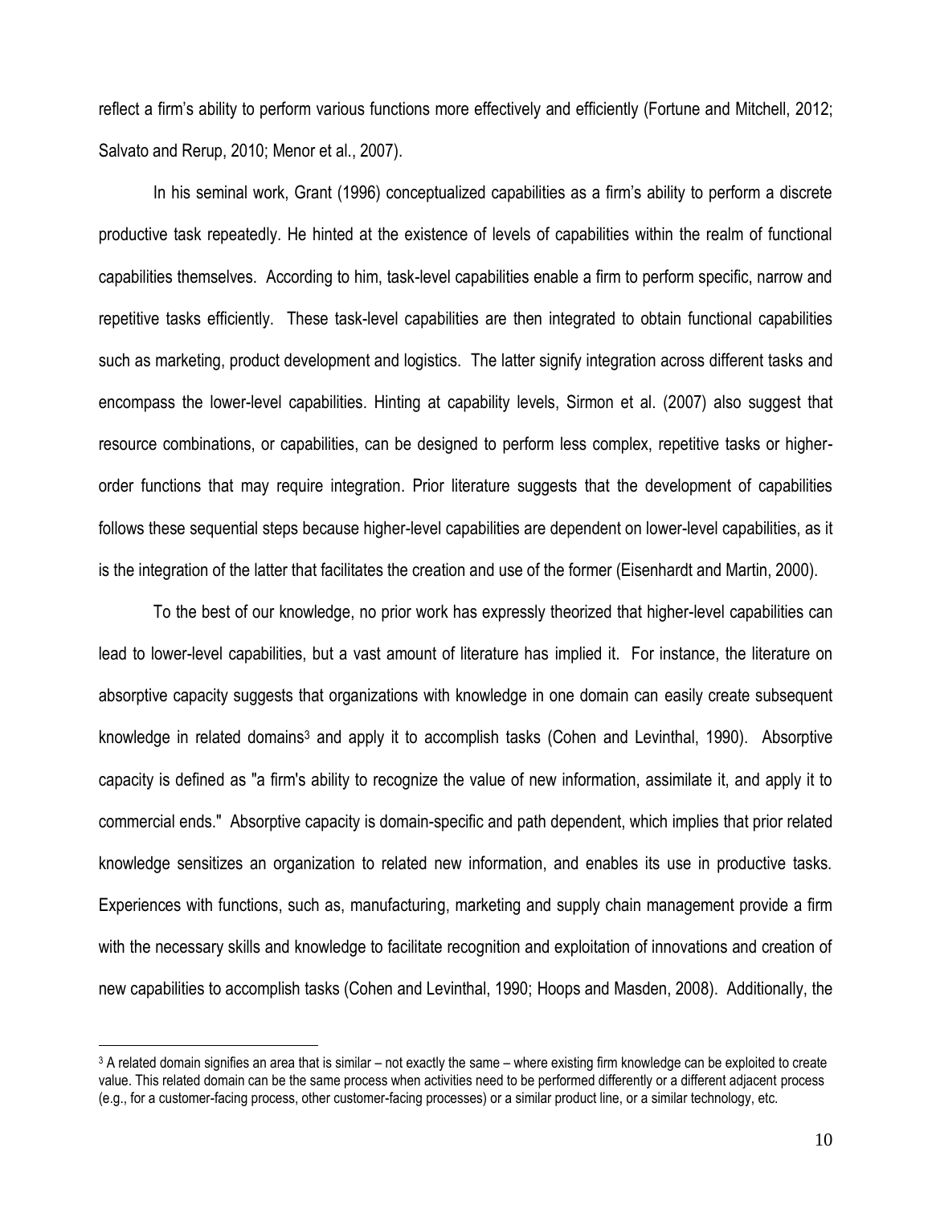reflect a firm's ability to perform various functions more effectively and efficiently (Fortune and Mitchell, 2012; Salvato and Rerup, 2010; Menor et al., 2007).

In his seminal work, Grant (1996) conceptualized capabilities as a firm's ability to perform a discrete productive task repeatedly. He hinted at the existence of levels of capabilities within the realm of functional capabilities themselves. According to him, task-level capabilities enable a firm to perform specific, narrow and repetitive tasks efficiently. These task-level capabilities are then integrated to obtain functional capabilities such as marketing, product development and logistics. The latter signify integration across different tasks and encompass the lower-level capabilities. Hinting at capability levels, Sirmon et al. (2007) also suggest that resource combinations, or capabilities, can be designed to perform less complex, repetitive tasks or higher-order functions that may require integration. Prior literature suggests that the development of capabilities follows these sequential steps because higher-level capabilities are dependent on lower-level capabilities, as it is the integration of the latter that facilitates the creation and use of the former (Eisenhardt and Martin, 2000).

To the best of our knowledge, no prior work has expressly theorized that higher-level capabilities can lead to lower-level capabilities, but a vast amount of literature has implied it. For instance, the literature on absorptive capacity suggests that organizations with knowledge in one domain can easily create subsequent knowledge in related domains[3] and apply it to accomplish tasks (Cohen and Levinthal, 1990). Absorptive capacity is defined as "a firm's ability to recognize the value of new information, assimilate it, and apply it to commercial ends." Absorptive capacity is domain-specific and path dependent, which implies that prior related knowledge sensitizes an organization to related new information, and enables its use in productive tasks. Experiences with functions, such as, manufacturing, marketing and supply chain management provide a firm with the necessary skills and knowledge to facilitate recognition and exploitation of innovations and creation of new capabilities to accomplish tasks (Cohen and Levinthal, 1990; Hoops and Masden, 2008). Additionally, the

[3] A related domain signifies an area that is similar – not exactly the same – where existing firm knowledge can be exploited to create value. This related domain can be the same process when activities need to be performed differently or a different adjacent process (e.g., for a customer-facing process, other customer-facing processes) or a similar product line, or a similar technology, etc.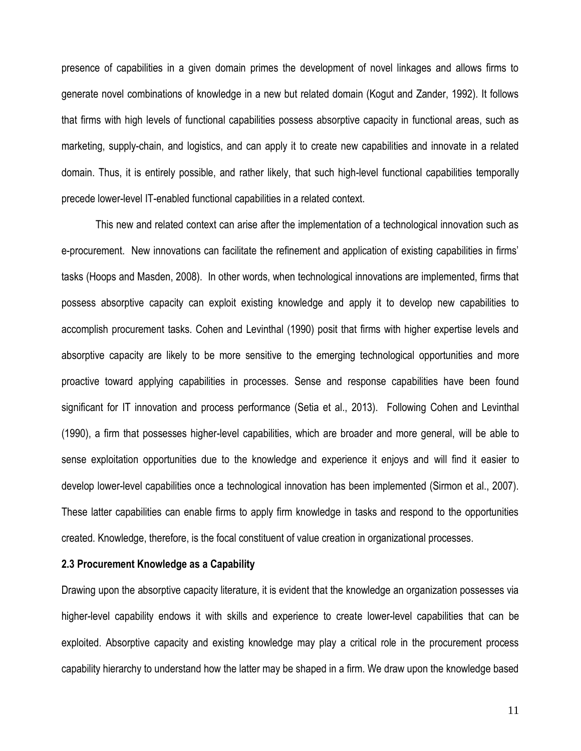presence of capabilities in a given domain primes the development of novel linkages and allows firms to generate novel combinations of knowledge in a new but related domain (Kogut and Zander, 1992). It follows that firms with high levels of functional capabilities possess absorptive capacity in functional areas, such as marketing, supply-chain, and logistics, and can apply it to create new capabilities and innovate in a related domain. Thus, it is entirely possible, and rather likely, that such high-level functional capabilities temporally precede lower-level IT-enabled functional capabilities in a related context.

This new and related context can arise after the implementation of a technological innovation such as e-procurement. New innovations can facilitate the refinement and application of existing capabilities in firms' tasks (Hoops and Masden, 2008). In other words, when technological innovations are implemented, firms that possess absorptive capacity can exploit existing knowledge and apply it to develop new capabilities to accomplish procurement tasks. Cohen and Levinthal (1990) posit that firms with higher expertise levels and absorptive capacity are likely to be more sensitive to the emerging technological opportunities and more proactive toward applying capabilities in processes. Sense and response capabilities have been found significant for IT innovation and process performance (Setia et al., 2013). Following Cohen and Levinthal (1990), a firm that possesses higher-level capabilities, which are broader and more general, will be able to sense exploitation opportunities due to the knowledge and experience it enjoys and will find it easier to develop lower-level capabilities once a technological innovation has been implemented (Sirmon et al., 2007). These latter capabilities can enable firms to apply firm knowledge in tasks and respond to the opportunities created. Knowledge, therefore, is the focal constituent of value creation in organizational processes.

### 2.3 Procurement Knowledge as a Capability

Drawing upon the absorptive capacity literature, it is evident that the knowledge an organization possesses via higher-level capability endows it with skills and experience to create lower-level capabilities that can be exploited. Absorptive capacity and existing knowledge may play a critical role in the procurement process capability hierarchy to understand how the latter may be shaped in a firm. We draw upon the knowledge based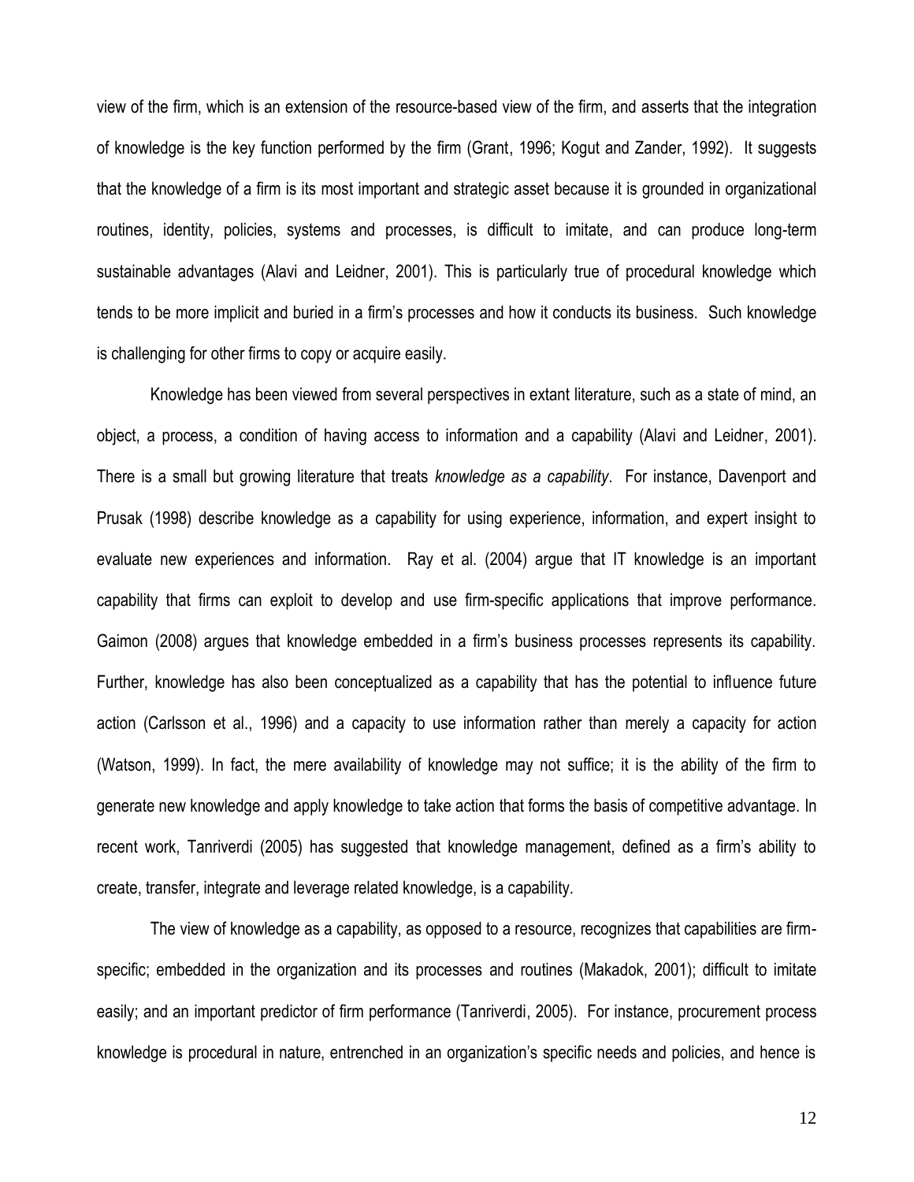view of the firm, which is an extension of the resource-based view of the firm, and asserts that the integration of knowledge is the key function performed by the firm (Grant, 1996; Kogut and Zander, 1992). It suggests that the knowledge of a firm is its most important and strategic asset because it is grounded in organizational routines, identity, policies, systems and processes, is difficult to imitate, and can produce long-term sustainable advantages (Alavi and Leidner, 2001). This is particularly true of procedural knowledge which tends to be more implicit and buried in a firm's processes and how it conducts its business. Such knowledge is challenging for other firms to copy or acquire easily.

Knowledge has been viewed from several perspectives in extant literature, such as a state of mind, an object, a process, a condition of having access to information and a capability (Alavi and Leidner, 2001). There is a small but growing literature that treats *knowledge as a capability*. For instance, Davenport and Prusak (1998) describe knowledge as a capability for using experience, information, and expert insight to evaluate new experiences and information. Ray et al. (2004) argue that IT knowledge is an important capability that firms can exploit to develop and use firm-specific applications that improve performance. Gaimon (2008) argues that knowledge embedded in a firm's business processes represents its capability. Further, knowledge has also been conceptualized as a capability that has the potential to influence future action (Carlsson et al., 1996) and a capacity to use information rather than merely a capacity for action (Watson, 1999). In fact, the mere availability of knowledge may not suffice; it is the ability of the firm to generate new knowledge and apply knowledge to take action that forms the basis of competitive advantage. In recent work, Tanriverdi (2005) has suggested that knowledge management, defined as a firm's ability to create, transfer, integrate and leverage related knowledge, is a capability.

The view of knowledge as a capability, as opposed to a resource, recognizes that capabilities are firm-specific; embedded in the organization and its processes and routines (Makadok, 2001); difficult to imitate easily; and an important predictor of firm performance (Tanriverdi, 2005). For instance, procurement process knowledge is procedural in nature, entrenched in an organization's specific needs and policies, and hence is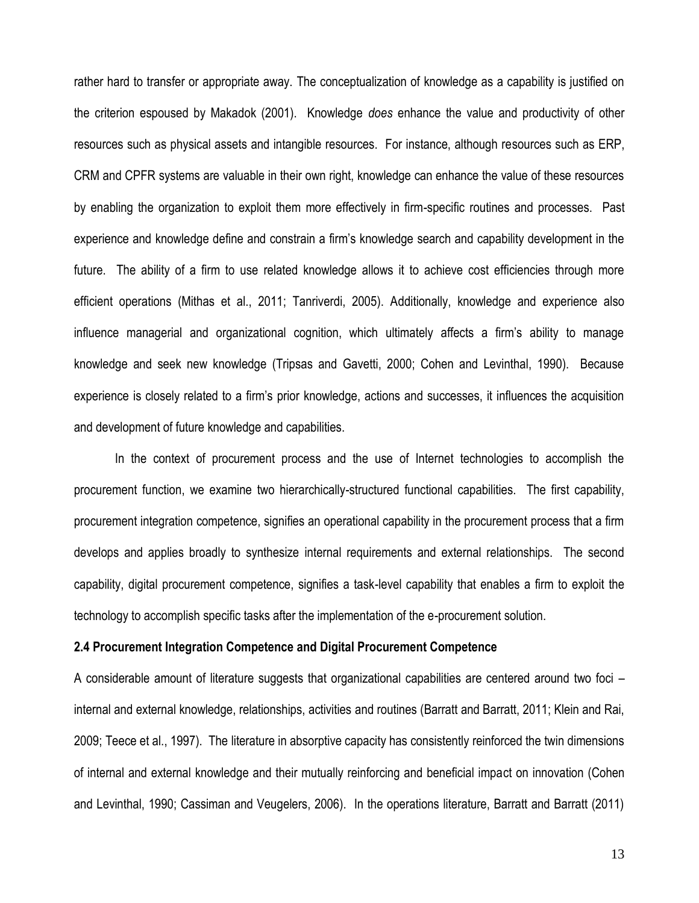rather hard to transfer or appropriate away. The conceptualization of knowledge as a capability is justified on the criterion espoused by Makadok (2001). Knowledge *does* enhance the value and productivity of other resources such as physical assets and intangible resources. For instance, although resources such as ERP, CRM and CPFR systems are valuable in their own right, knowledge can enhance the value of these resources by enabling the organization to exploit them more effectively in firm-specific routines and processes. Past experience and knowledge define and constrain a firm's knowledge search and capability development in the future. The ability of a firm to use related knowledge allows it to achieve cost efficiencies through more efficient operations (Mithas et al., 2011; Tanriverdi, 2005). Additionally, knowledge and experience also influence managerial and organizational cognition, which ultimately affects a firm's ability to manage knowledge and seek new knowledge (Tripsas and Gavetti, 2000; Cohen and Levinthal, 1990). Because experience is closely related to a firm's prior knowledge, actions and successes, it influences the acquisition and development of future knowledge and capabilities.

In the context of procurement process and the use of Internet technologies to accomplish the procurement function, we examine two hierarchically-structured functional capabilities. The first capability, procurement integration competence, signifies an operational capability in the procurement process that a firm develops and applies broadly to synthesize internal requirements and external relationships. The second capability, digital procurement competence, signifies a task-level capability that enables a firm to exploit the technology to accomplish specific tasks after the implementation of the e-procurement solution.

### 2.4 Procurement Integration Competence and Digital Procurement Competence

A considerable amount of literature suggests that organizational capabilities are centered around two foci – internal and external knowledge, relationships, activities and routines (Barratt and Barratt, 2011; Klein and Rai, 2009; Teece et al., 1997). The literature in absorptive capacity has consistently reinforced the twin dimensions of internal and external knowledge and their mutually reinforcing and beneficial impact on innovation (Cohen and Levinthal, 1990; Cassiman and Veugelers, 2006). In the operations literature, Barratt and Barratt (2011)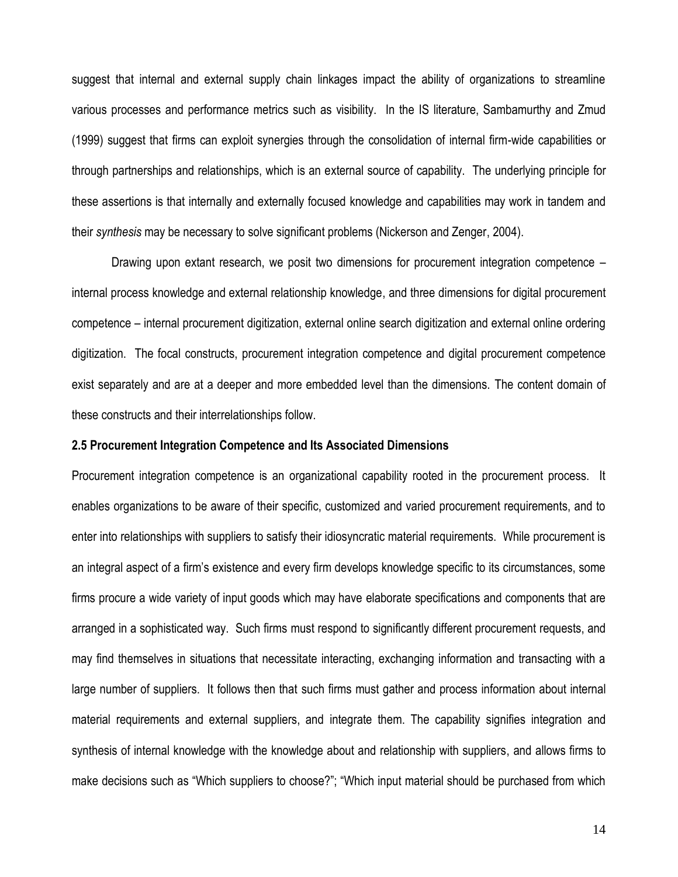suggest that internal and external supply chain linkages impact the ability of organizations to streamline various processes and performance metrics such as visibility. In the IS literature, Sambamurthy and Zmud (1999) suggest that firms can exploit synergies through the consolidation of internal firm-wide capabilities or through partnerships and relationships, which is an external source of capability. The underlying principle for these assertions is that internally and externally focused knowledge and capabilities may work in tandem and their *synthesis* may be necessary to solve significant problems (Nickerson and Zenger, 2004).

Drawing upon extant research, we posit two dimensions for procurement integration competence – internal process knowledge and external relationship knowledge, and three dimensions for digital procurement competence – internal procurement digitization, external online search digitization and external online ordering digitization. The focal constructs, procurement integration competence and digital procurement competence exist separately and are at a deeper and more embedded level than the dimensions. The content domain of these constructs and their interrelationships follow.

### 2.5 Procurement Integration Competence and Its Associated Dimensions

Procurement integration competence is an organizational capability rooted in the procurement process. It enables organizations to be aware of their specific, customized and varied procurement requirements, and to enter into relationships with suppliers to satisfy their idiosyncratic material requirements. While procurement is an integral aspect of a firm's existence and every firm develops knowledge specific to its circumstances, some firms procure a wide variety of input goods which may have elaborate specifications and components that are arranged in a sophisticated way. Such firms must respond to significantly different procurement requests, and may find themselves in situations that necessitate interacting, exchanging information and transacting with a large number of suppliers. It follows then that such firms must gather and process information about internal material requirements and external suppliers, and integrate them. The capability signifies integration and synthesis of internal knowledge with the knowledge about and relationship with suppliers, and allows firms to make decisions such as "Which suppliers to choose?"; "Which input material should be purchased from which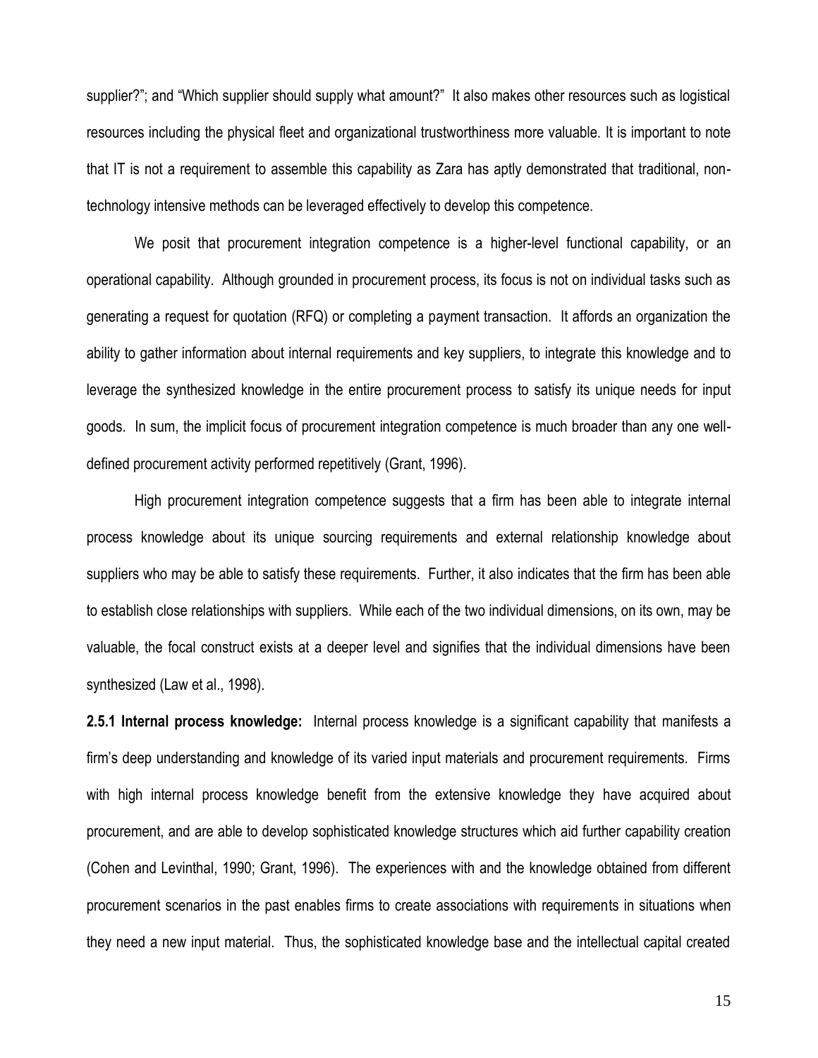supplier?"; and "Which supplier should supply what amount?" It also makes other resources such as logistical resources including the physical fleet and organizational trustworthiness more valuable. It is important to note that IT is not a requirement to assemble this capability as Zara has aptly demonstrated that traditional, non-technology intensive methods can be leveraged effectively to develop this competence.

We posit that procurement integration competence is a higher-level functional capability, or an operational capability. Although grounded in procurement process, its focus is not on individual tasks such as generating a request for quotation (RFQ) or completing a payment transaction. It affords an organization the ability to gather information about internal requirements and key suppliers, to integrate this knowledge and to leverage the synthesized knowledge in the entire procurement process to satisfy its unique needs for input goods. In sum, the implicit focus of procurement integration competence is much broader than any one well-defined procurement activity performed repetitively (Grant, 1996).

High procurement integration competence suggests that a firm has been able to integrate internal process knowledge about its unique sourcing requirements and external relationship knowledge about suppliers who may be able to satisfy these requirements. Further, it also indicates that the firm has been able to establish close relationships with suppliers. While each of the two individual dimensions, on its own, may be valuable, the focal construct exists at a deeper level and signifies that the individual dimensions have been synthesized (Law et al., 1998).

**2.5.1 Internal process knowledge:** Internal process knowledge is a significant capability that manifests a firm's deep understanding and knowledge of its varied input materials and procurement requirements. Firms with high internal process knowledge benefit from the extensive knowledge they have acquired about procurement, and are able to develop sophisticated knowledge structures which aid further capability creation (Cohen and Levinthal, 1990; Grant, 1996). The experiences with and the knowledge obtained from different procurement scenarios in the past enables firms to create associations with requirements in situations when they need a new input material. Thus, the sophisticated knowledge base and the intellectual capital created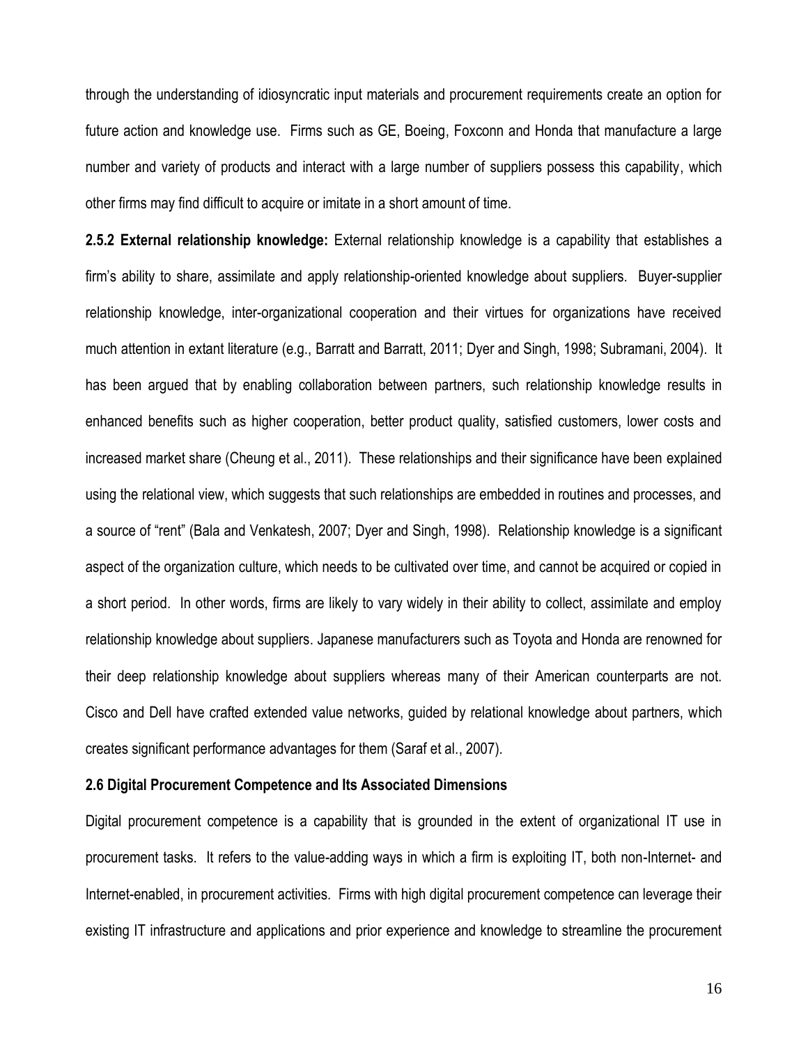through the understanding of idiosyncratic input materials and procurement requirements create an option for future action and knowledge use. Firms such as GE, Boeing, Foxconn and Honda that manufacture a large number and variety of products and interact with a large number of suppliers possess this capability, which other firms may find difficult to acquire or imitate in a short amount of time.

**2.5.2 External relationship knowledge:** External relationship knowledge is a capability that establishes a firm's ability to share, assimilate and apply relationship-oriented knowledge about suppliers. Buyer-supplier relationship knowledge, inter-organizational cooperation and their virtues for organizations have received much attention in extant literature (e.g., Barratt and Barratt, 2011; Dyer and Singh, 1998; Subramani, 2004). It has been argued that by enabling collaboration between partners, such relationship knowledge results in enhanced benefits such as higher cooperation, better product quality, satisfied customers, lower costs and increased market share (Cheung et al., 2011). These relationships and their significance have been explained using the relational view, which suggests that such relationships are embedded in routines and processes, and a source of "rent" (Bala and Venkatesh, 2007; Dyer and Singh, 1998). Relationship knowledge is a significant aspect of the organization culture, which needs to be cultivated over time, and cannot be acquired or copied in a short period. In other words, firms are likely to vary widely in their ability to collect, assimilate and employ relationship knowledge about suppliers. Japanese manufacturers such as Toyota and Honda are renowned for their deep relationship knowledge about suppliers whereas many of their American counterparts are not. Cisco and Dell have crafted extended value networks, guided by relational knowledge about partners, which creates significant performance advantages for them (Saraf et al., 2007).

### 2.6 Digital Procurement Competence and Its Associated Dimensions

Digital procurement competence is a capability that is grounded in the extent of organizational IT use in procurement tasks. It refers to the value-adding ways in which a firm is exploiting IT, both non-Internet- and Internet-enabled, in procurement activities. Firms with high digital procurement competence can leverage their existing IT infrastructure and applications and prior experience and knowledge to streamline the procurement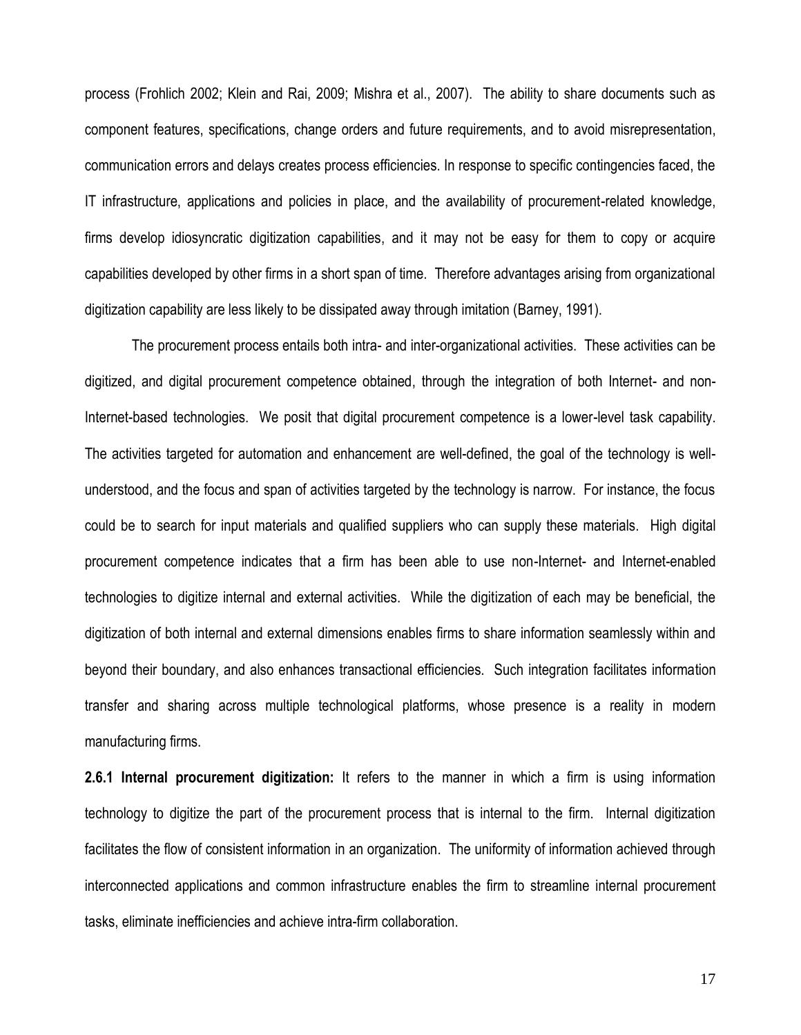process (Frohlich 2002; Klein and Rai, 2009; Mishra et al., 2007). The ability to share documents such as component features, specifications, change orders and future requirements, and to avoid misrepresentation, communication errors and delays creates process efficiencies. In response to specific contingencies faced, the IT infrastructure, applications and policies in place, and the availability of procurement-related knowledge, firms develop idiosyncratic digitization capabilities, and it may not be easy for them to copy or acquire capabilities developed by other firms in a short span of time. Therefore advantages arising from organizational digitization capability are less likely to be dissipated away through imitation (Barney, 1991).

The procurement process entails both intra- and inter-organizational activities. These activities can be digitized, and digital procurement competence obtained, through the integration of both Internet- and non-Internet-based technologies. We posit that digital procurement competence is a lower-level task capability. The activities targeted for automation and enhancement are well-defined, the goal of the technology is well-understood, and the focus and span of activities targeted by the technology is narrow. For instance, the focus could be to search for input materials and qualified suppliers who can supply these materials. High digital procurement competence indicates that a firm has been able to use non-Internet- and Internet-enabled technologies to digitize internal and external activities. While the digitization of each may be beneficial, the digitization of both internal and external dimensions enables firms to share information seamlessly within and beyond their boundary, and also enhances transactional efficiencies. Such integration facilitates information transfer and sharing across multiple technological platforms, whose presence is a reality in modern manufacturing firms.

**2.6.1 Internal procurement digitization:** It refers to the manner in which a firm is using information technology to digitize the part of the procurement process that is internal to the firm. Internal digitization facilitates the flow of consistent information in an organization. The uniformity of information achieved through interconnected applications and common infrastructure enables the firm to streamline internal procurement tasks, eliminate inefficiencies and achieve intra-firm collaboration.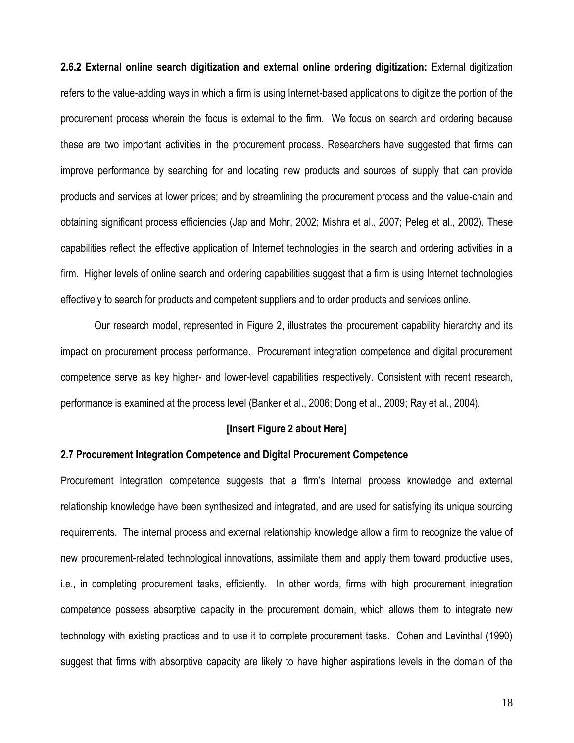**2.6.2 External online search digitization and external online ordering digitization:** External digitization refers to the value-adding ways in which a firm is using Internet-based applications to digitize the portion of the procurement process wherein the focus is external to the firm. We focus on search and ordering because these are two important activities in the procurement process. Researchers have suggested that firms can improve performance by searching for and locating new products and sources of supply that can provide products and services at lower prices; and by streamlining the procurement process and the value-chain and obtaining significant process efficiencies (Jap and Mohr, 2002; Mishra et al., 2007; Peleg et al., 2002). These capabilities reflect the effective application of Internet technologies in the search and ordering activities in a firm. Higher levels of online search and ordering capabilities suggest that a firm is using Internet technologies effectively to search for products and competent suppliers and to order products and services online.

Our research model, represented in Figure 2, illustrates the procurement capability hierarchy and its impact on procurement process performance. Procurement integration competence and digital procurement competence serve as key higher- and lower-level capabilities respectively. Consistent with recent research, performance is examined at the process level (Banker et al., 2006; Dong et al., 2009; Ray et al., 2004).

**[Insert Figure 2 about Here]**

### 2.7 Procurement Integration Competence and Digital Procurement Competence

Procurement integration competence suggests that a firm's internal process knowledge and external relationship knowledge have been synthesized and integrated, and are used for satisfying its unique sourcing requirements. The internal process and external relationship knowledge allow a firm to recognize the value of new procurement-related technological innovations, assimilate them and apply them toward productive uses, i.e., in completing procurement tasks, efficiently. In other words, firms with high procurement integration competence possess absorptive capacity in the procurement domain, which allows them to integrate new technology with existing practices and to use it to complete procurement tasks. Cohen and Levinthal (1990) suggest that firms with absorptive capacity are likely to have higher aspirations levels in the domain of the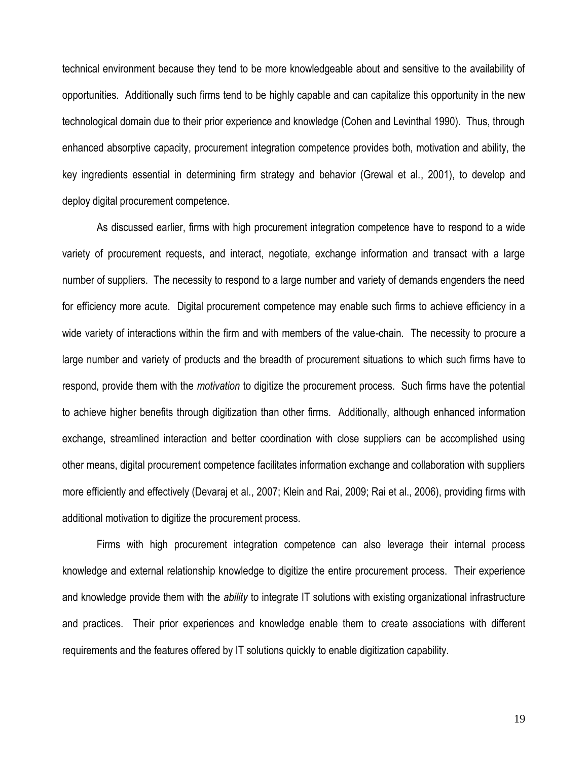technical environment because they tend to be more knowledgeable about and sensitive to the availability of opportunities. Additionally such firms tend to be highly capable and can capitalize this opportunity in the new technological domain due to their prior experience and knowledge (Cohen and Levinthal 1990). Thus, through enhanced absorptive capacity, procurement integration competence provides both, motivation and ability, the key ingredients essential in determining firm strategy and behavior (Grewal et al., 2001), to develop and deploy digital procurement competence.

As discussed earlier, firms with high procurement integration competence have to respond to a wide variety of procurement requests, and interact, negotiate, exchange information and transact with a large number of suppliers. The necessity to respond to a large number and variety of demands engenders the need for efficiency more acute. Digital procurement competence may enable such firms to achieve efficiency in a wide variety of interactions within the firm and with members of the value-chain. The necessity to procure a large number and variety of products and the breadth of procurement situations to which such firms have to respond, provide them with the *motivation* to digitize the procurement process. Such firms have the potential to achieve higher benefits through digitization than other firms. Additionally, although enhanced information exchange, streamlined interaction and better coordination with close suppliers can be accomplished using other means, digital procurement competence facilitates information exchange and collaboration with suppliers more efficiently and effectively (Devaraj et al., 2007; Klein and Rai, 2009; Rai et al., 2006), providing firms with additional motivation to digitize the procurement process.

Firms with high procurement integration competence can also leverage their internal process knowledge and external relationship knowledge to digitize the entire procurement process. Their experience and knowledge provide them with the *ability* to integrate IT solutions with existing organizational infrastructure and practices. Their prior experiences and knowledge enable them to create associations with different requirements and the features offered by IT solutions quickly to enable digitization capability.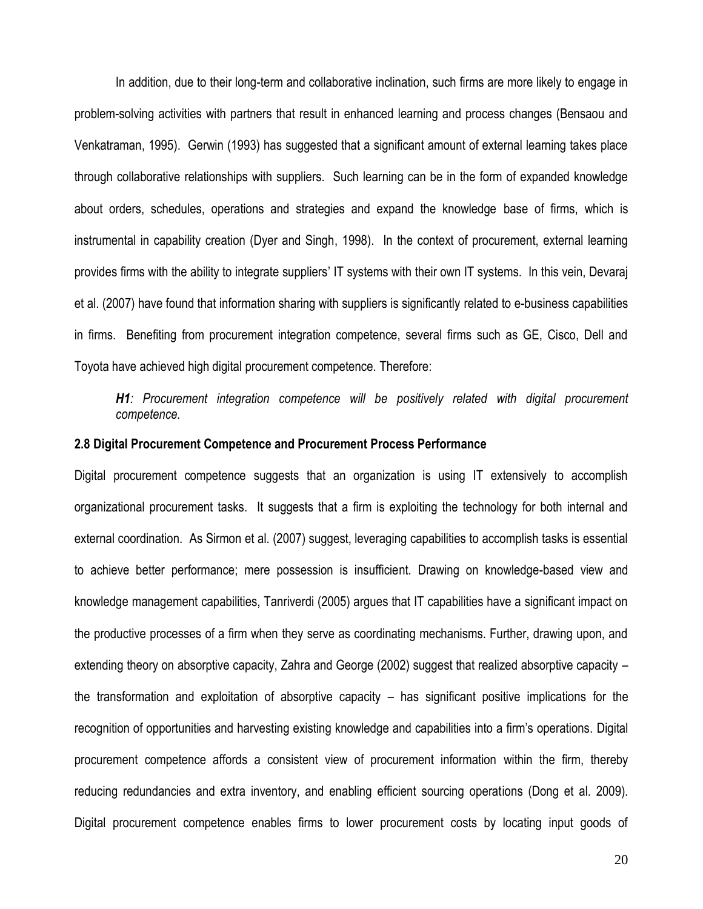In addition, due to their long-term and collaborative inclination, such firms are more likely to engage in problem-solving activities with partners that result in enhanced learning and process changes (Bensaou and Venkatraman, 1995). Gerwin (1993) has suggested that a significant amount of external learning takes place through collaborative relationships with suppliers. Such learning can be in the form of expanded knowledge about orders, schedules, operations and strategies and expand the knowledge base of firms, which is instrumental in capability creation (Dyer and Singh, 1998). In the context of procurement, external learning provides firms with the ability to integrate suppliers' IT systems with their own IT systems. In this vein, Devaraj et al. (2007) have found that information sharing with suppliers is significantly related to e-business capabilities in firms. Benefiting from procurement integration competence, several firms such as GE, Cisco, Dell and Toyota have achieved high digital procurement competence. Therefore:

> ***H1****: Procurement integration competence will be positively related with digital procurement competence.*

### 2.8 Digital Procurement Competence and Procurement Process Performance

Digital procurement competence suggests that an organization is using IT extensively to accomplish organizational procurement tasks. It suggests that a firm is exploiting the technology for both internal and external coordination. As Sirmon et al. (2007) suggest, leveraging capabilities to accomplish tasks is essential to achieve better performance; mere possession is insufficient. Drawing on knowledge-based view and knowledge management capabilities, Tanriverdi (2005) argues that IT capabilities have a significant impact on the productive processes of a firm when they serve as coordinating mechanisms. Further, drawing upon, and extending theory on absorptive capacity, Zahra and George (2002) suggest that realized absorptive capacity – the transformation and exploitation of absorptive capacity – has significant positive implications for the recognition of opportunities and harvesting existing knowledge and capabilities into a firm's operations. Digital procurement competence affords a consistent view of procurement information within the firm, thereby reducing redundancies and extra inventory, and enabling efficient sourcing operations (Dong et al. 2009). Digital procurement competence enables firms to lower procurement costs by locating input goods of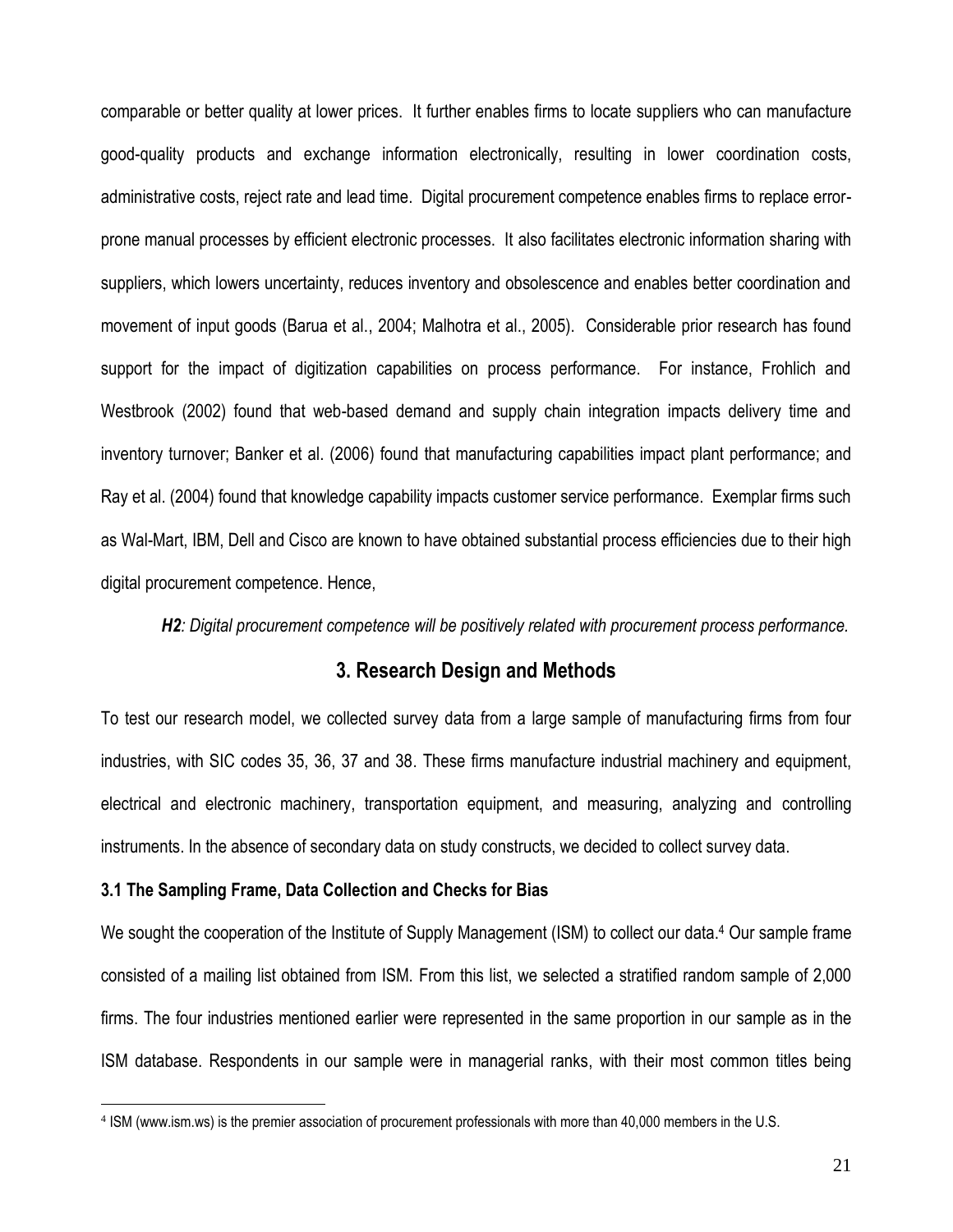comparable or better quality at lower prices. It further enables firms to locate suppliers who can manufacture good-quality products and exchange information electronically, resulting in lower coordination costs, administrative costs, reject rate and lead time. Digital procurement competence enables firms to replace error-prone manual processes by efficient electronic processes. It also facilitates electronic information sharing with suppliers, which lowers uncertainty, reduces inventory and obsolescence and enables better coordination and movement of input goods (Barua et al., 2004; Malhotra et al., 2005). Considerable prior research has found support for the impact of digitization capabilities on process performance. For instance, Frohlich and Westbrook (2002) found that web-based demand and supply chain integration impacts delivery time and inventory turnover; Banker et al. (2006) found that manufacturing capabilities impact plant performance; and Ray et al. (2004) found that knowledge capability impacts customer service performance. Exemplar firms such as Wal-Mart, IBM, Dell and Cisco are known to have obtained substantial process efficiencies due to their high digital procurement competence. Hence,

***H2**: Digital procurement competence will be positively related with procurement process performance.*

## 3. Research Design and Methods

To test our research model, we collected survey data from a large sample of manufacturing firms from four industries, with SIC codes 35, 36, 37 and 38. These firms manufacture industrial machinery and equipment, electrical and electronic machinery, transportation equipment, and measuring, analyzing and controlling instruments. In the absence of secondary data on study constructs, we decided to collect survey data.

### 3.1 The Sampling Frame, Data Collection and Checks for Bias

We sought the cooperation of the Institute of Supply Management (ISM) to collect our data.[4] Our sample frame consisted of a mailing list obtained from ISM. From this list, we selected a stratified random sample of 2,000 firms. The four industries mentioned earlier were represented in the same proportion in our sample as in the ISM database. Respondents in our sample were in managerial ranks, with their most common titles being

[4] ISM (www.ism.ws) is the premier association of procurement professionals with more than 40,000 members in the U.S.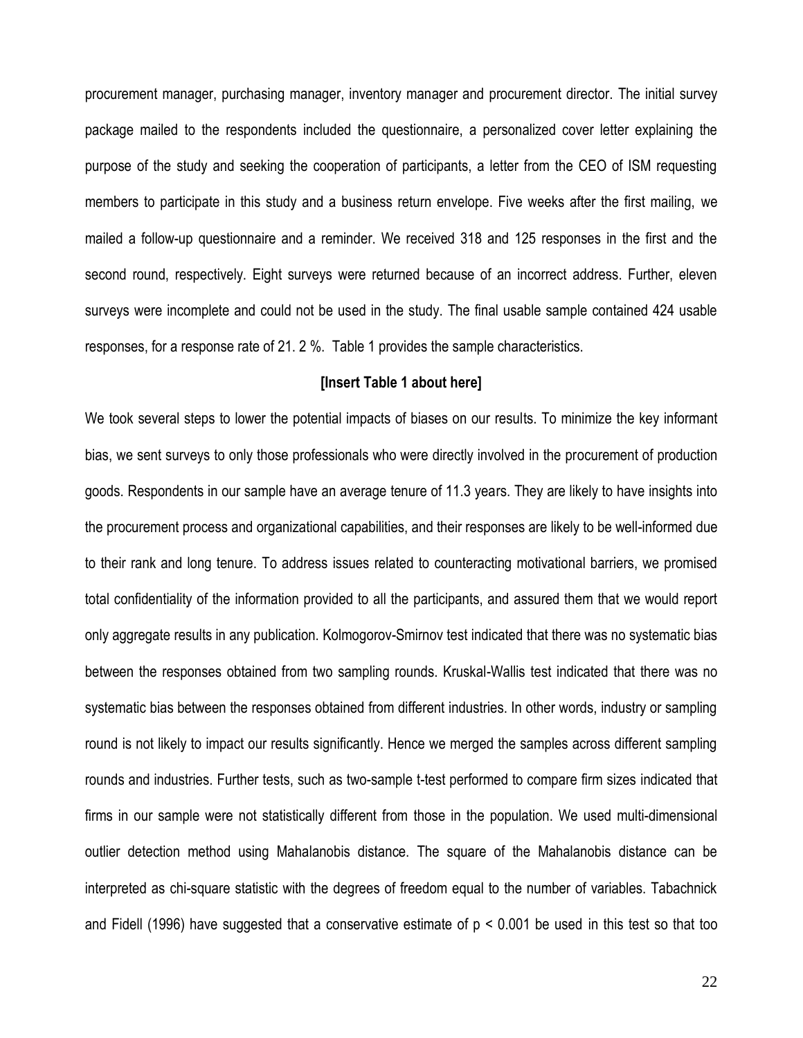procurement manager, purchasing manager, inventory manager and procurement director. The initial survey package mailed to the respondents included the questionnaire, a personalized cover letter explaining the purpose of the study and seeking the cooperation of participants, a letter from the CEO of ISM requesting members to participate in this study and a business return envelope. Five weeks after the first mailing, we mailed a follow-up questionnaire and a reminder. We received 318 and 125 responses in the first and the second round, respectively. Eight surveys were returned because of an incorrect address. Further, eleven surveys were incomplete and could not be used in the study. The final usable sample contained 424 usable responses, for a response rate of 21. 2 %. Table 1 provides the sample characteristics.

**[Insert Table 1 about here]**

We took several steps to lower the potential impacts of biases on our results. To minimize the key informant bias, we sent surveys to only those professionals who were directly involved in the procurement of production goods. Respondents in our sample have an average tenure of 11.3 years. They are likely to have insights into the procurement process and organizational capabilities, and their responses are likely to be well-informed due to their rank and long tenure. To address issues related to counteracting motivational barriers, we promised total confidentiality of the information provided to all the participants, and assured them that we would report only aggregate results in any publication. Kolmogorov-Smirnov test indicated that there was no systematic bias between the responses obtained from two sampling rounds. Kruskal-Wallis test indicated that there was no systematic bias between the responses obtained from different industries. In other words, industry or sampling round is not likely to impact our results significantly. Hence we merged the samples across different sampling rounds and industries. Further tests, such as two-sample t-test performed to compare firm sizes indicated that firms in our sample were not statistically different from those in the population. We used multi-dimensional outlier detection method using Mahalanobis distance. The square of the Mahalanobis distance can be interpreted as chi-square statistic with the degrees of freedom equal to the number of variables. Tabachnick and Fidell (1996) have suggested that a conservative estimate of $p < 0.001$ be used in this test so that too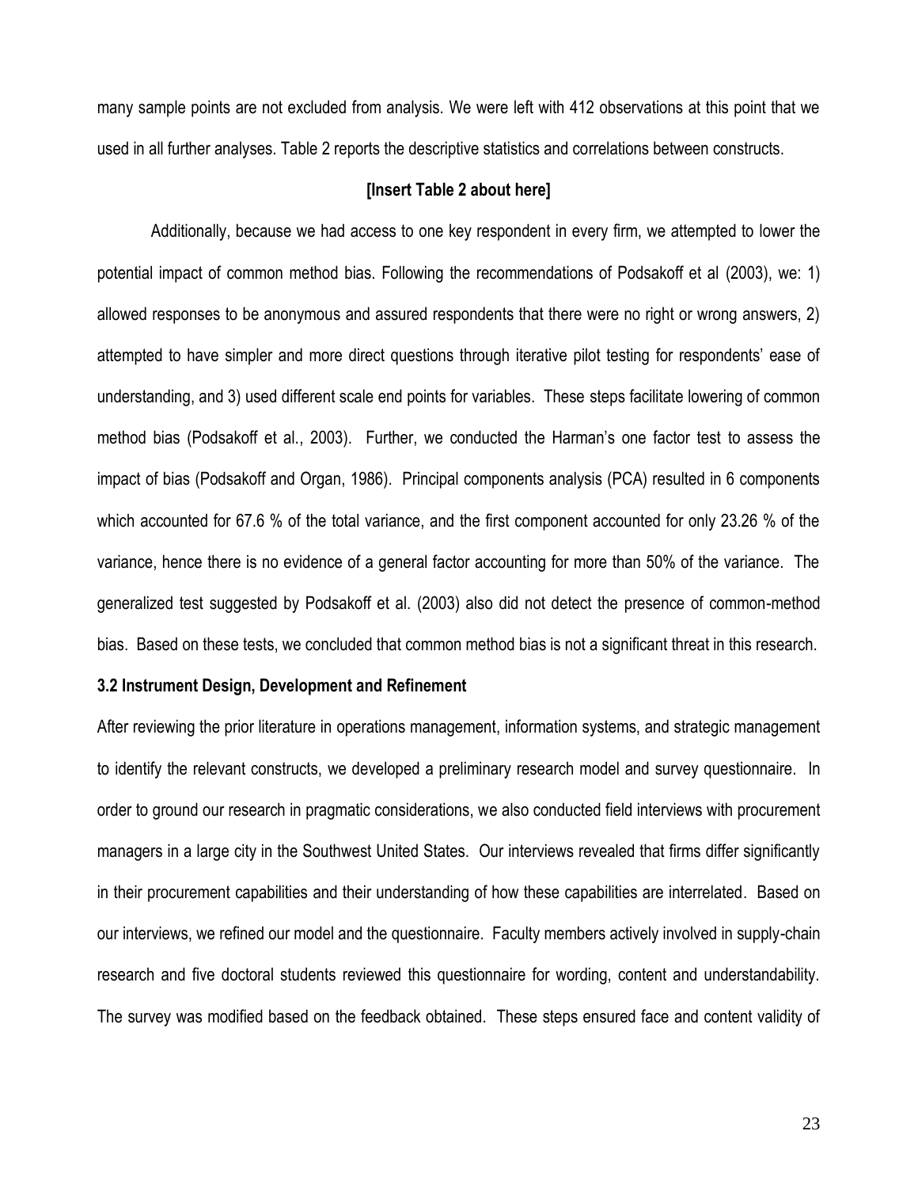many sample points are not excluded from analysis. We were left with 412 observations at this point that we used in all further analyses. Table 2 reports the descriptive statistics and correlations between constructs.

**[Insert Table 2 about here]**

Additionally, because we had access to one key respondent in every firm, we attempted to lower the potential impact of common method bias. Following the recommendations of Podsakoff et al (2003), we: 1) allowed responses to be anonymous and assured respondents that there were no right or wrong answers, 2) attempted to have simpler and more direct questions through iterative pilot testing for respondents' ease of understanding, and 3) used different scale end points for variables. These steps facilitate lowering of common method bias (Podsakoff et al., 2003). Further, we conducted the Harman's one factor test to assess the impact of bias (Podsakoff and Organ, 1986). Principal components analysis (PCA) resulted in 6 components which accounted for 67.6 % of the total variance, and the first component accounted for only 23.26 % of the variance, hence there is no evidence of a general factor accounting for more than 50% of the variance. The generalized test suggested by Podsakoff et al. (2003) also did not detect the presence of common-method bias. Based on these tests, we concluded that common method bias is not a significant threat in this research.

### 3.2 Instrument Design, Development and Refinement

After reviewing the prior literature in operations management, information systems, and strategic management to identify the relevant constructs, we developed a preliminary research model and survey questionnaire. In order to ground our research in pragmatic considerations, we also conducted field interviews with procurement managers in a large city in the Southwest United States. Our interviews revealed that firms differ significantly in their procurement capabilities and their understanding of how these capabilities are interrelated. Based on our interviews, we refined our model and the questionnaire. Faculty members actively involved in supply-chain research and five doctoral students reviewed this questionnaire for wording, content and understandability. The survey was modified based on the feedback obtained. These steps ensured face and content validity of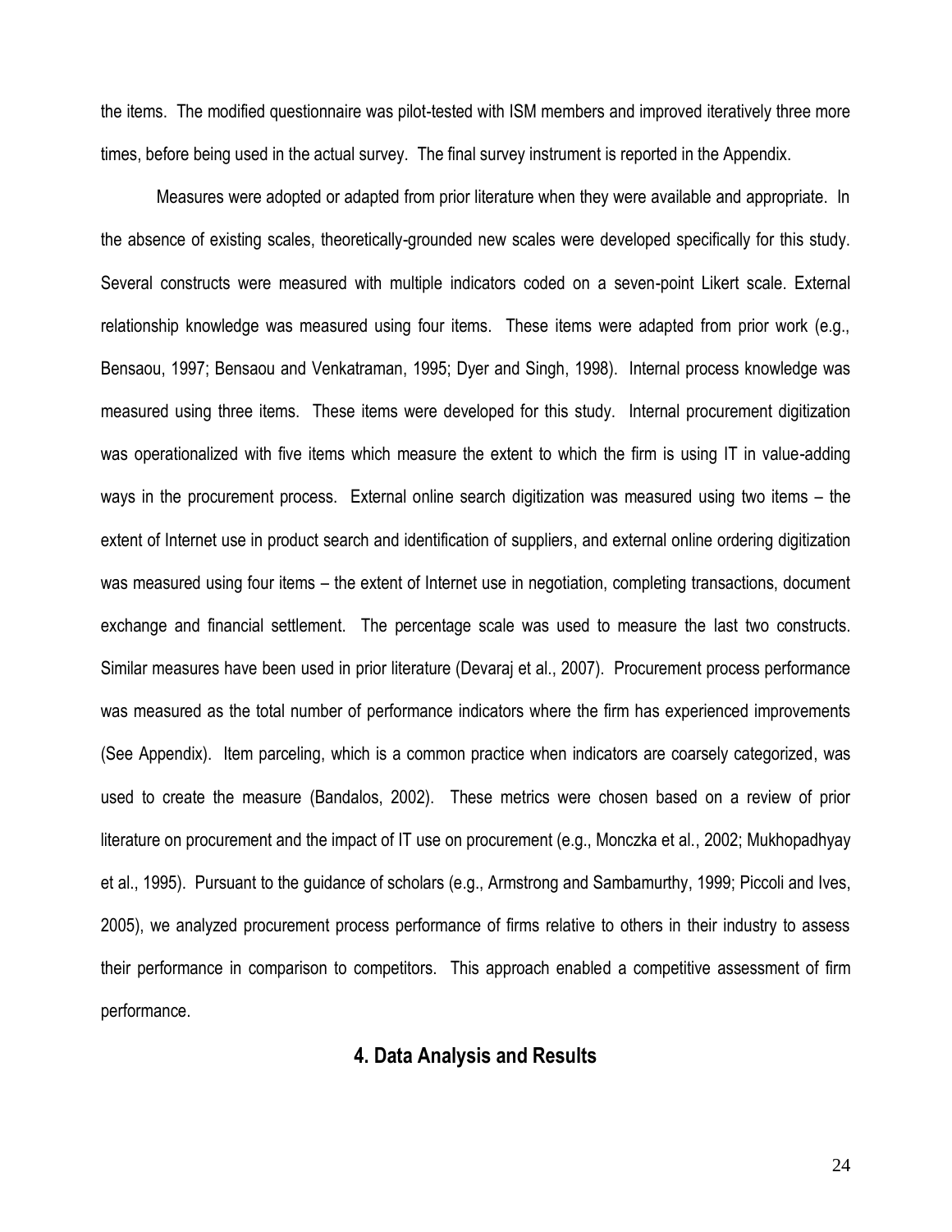the items. The modified questionnaire was pilot-tested with ISM members and improved iteratively three more times, before being used in the actual survey. The final survey instrument is reported in the Appendix.

Measures were adopted or adapted from prior literature when they were available and appropriate. In the absence of existing scales, theoretically-grounded new scales were developed specifically for this study. Several constructs were measured with multiple indicators coded on a seven-point Likert scale. External relationship knowledge was measured using four items. These items were adapted from prior work (e.g., Bensaou, 1997; Bensaou and Venkatraman, 1995; Dyer and Singh, 1998). Internal process knowledge was measured using three items. These items were developed for this study. Internal procurement digitization was operationalized with five items which measure the extent to which the firm is using IT in value-adding ways in the procurement process. External online search digitization was measured using two items – the extent of Internet use in product search and identification of suppliers, and external online ordering digitization was measured using four items – the extent of Internet use in negotiation, completing transactions, document exchange and financial settlement. The percentage scale was used to measure the last two constructs. Similar measures have been used in prior literature (Devaraj et al., 2007). Procurement process performance was measured as the total number of performance indicators where the firm has experienced improvements (See Appendix). Item parceling, which is a common practice when indicators are coarsely categorized, was used to create the measure (Bandalos, 2002). These metrics were chosen based on a review of prior literature on procurement and the impact of IT use on procurement (e.g., Monczka et al., 2002; Mukhopadhyay et al., 1995). Pursuant to the guidance of scholars (e.g., Armstrong and Sambamurthy, 1999; Piccoli and Ives, 2005), we analyzed procurement process performance of firms relative to others in their industry to assess their performance in comparison to competitors. This approach enabled a competitive assessment of firm performance.

## 4. Data Analysis and Results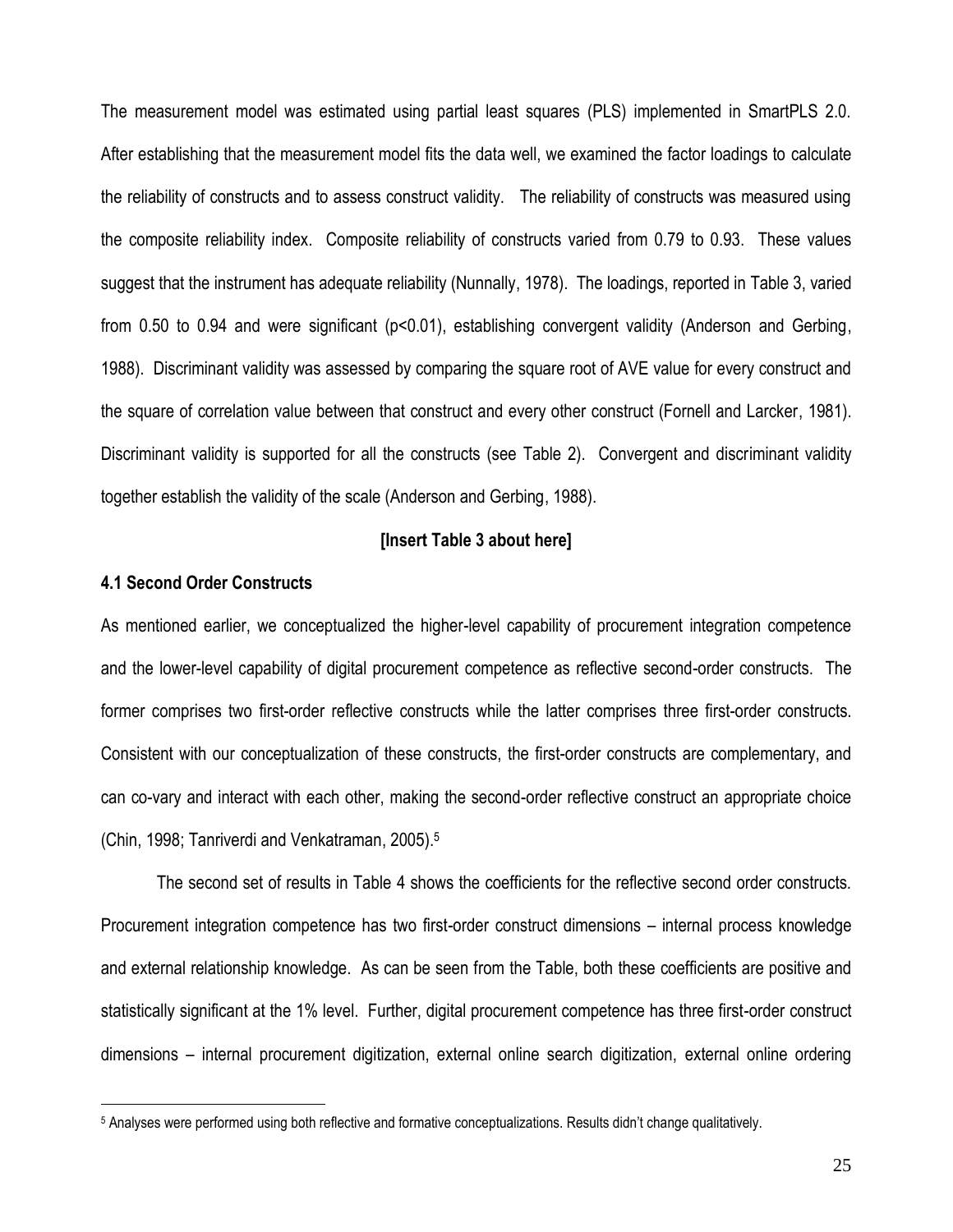The measurement model was estimated using partial least squares (PLS) implemented in SmartPLS 2.0. After establishing that the measurement model fits the data well, we examined the factor loadings to calculate the reliability of constructs and to assess construct validity. The reliability of constructs was measured using the composite reliability index. Composite reliability of constructs varied from 0.79 to 0.93. These values suggest that the instrument has adequate reliability (Nunnally, 1978). The loadings, reported in Table 3, varied from 0.50 to 0.94 and were significant ($p<0.01$), establishing convergent validity (Anderson and Gerbing, 1988). Discriminant validity was assessed by comparing the square root of AVE value for every construct and the square of correlation value between that construct and every other construct (Fornell and Larcker, 1981). Discriminant validity is supported for all the constructs (see Table 2). Convergent and discriminant validity together establish the validity of the scale (Anderson and Gerbing, 1988).

**[Insert Table 3 about here]**

### 4.1 Second Order Constructs

As mentioned earlier, we conceptualized the higher-level capability of procurement integration competence and the lower-level capability of digital procurement competence as reflective second-order constructs. The former comprises two first-order reflective constructs while the latter comprises three first-order constructs. Consistent with our conceptualization of these constructs, the first-order constructs are complementary, and can co-vary and interact with each other, making the second-order reflective construct an appropriate choice (Chin, 1998; Tanriverdi and Venkatraman, 2005).[5]

The second set of results in Table 4 shows the coefficients for the reflective second order constructs. Procurement integration competence has two first-order construct dimensions – internal process knowledge and external relationship knowledge. As can be seen from the Table, both these coefficients are positive and statistically significant at the 1% level. Further, digital procurement competence has three first-order construct dimensions – internal procurement digitization, external online search digitization, external online ordering

[5] Analyses were performed using both reflective and formative conceptualizations. Results didn't change qualitatively.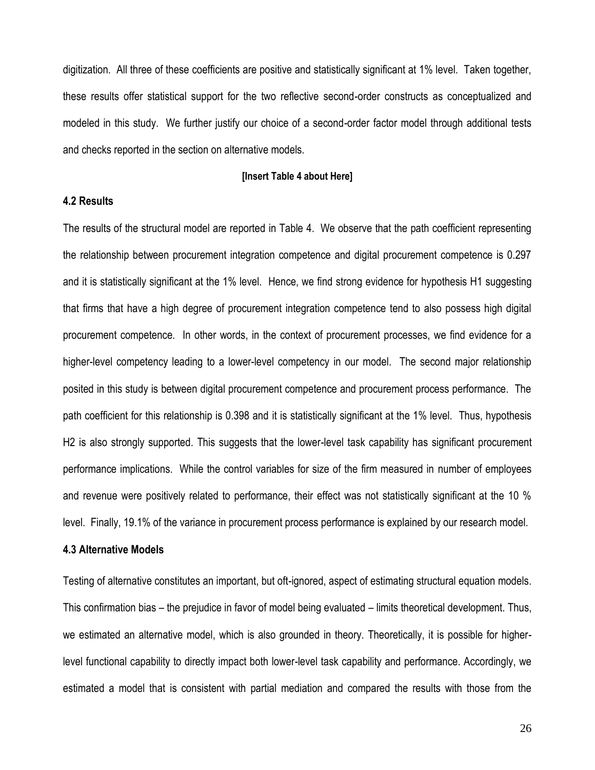digitization. All three of these coefficients are positive and statistically significant at 1% level. Taken together, these results offer statistical support for the two reflective second-order constructs as conceptualized and modeled in this study. We further justify our choice of a second-order factor model through additional tests and checks reported in the section on alternative models.

**[Insert Table 4 about Here]**

### 4.2 Results

The results of the structural model are reported in Table 4. We observe that the path coefficient representing the relationship between procurement integration competence and digital procurement competence is 0.297 and it is statistically significant at the 1% level. Hence, we find strong evidence for hypothesis H1 suggesting that firms that have a high degree of procurement integration competence tend to also possess high digital procurement competence. In other words, in the context of procurement processes, we find evidence for a higher-level competency leading to a lower-level competency in our model. The second major relationship posited in this study is between digital procurement competence and procurement process performance. The path coefficient for this relationship is 0.398 and it is statistically significant at the 1% level. Thus, hypothesis H2 is also strongly supported. This suggests that the lower-level task capability has significant procurement performance implications. While the control variables for size of the firm measured in number of employees and revenue were positively related to performance, their effect was not statistically significant at the 10 % level. Finally, 19.1% of the variance in procurement process performance is explained by our research model.

### 4.3 Alternative Models

Testing of alternative constitutes an important, but oft-ignored, aspect of estimating structural equation models. This confirmation bias – the prejudice in favor of model being evaluated – limits theoretical development. Thus, we estimated an alternative model, which is also grounded in theory. Theoretically, it is possible for higher-level functional capability to directly impact both lower-level task capability and performance. Accordingly, we estimated a model that is consistent with partial mediation and compared the results with those from the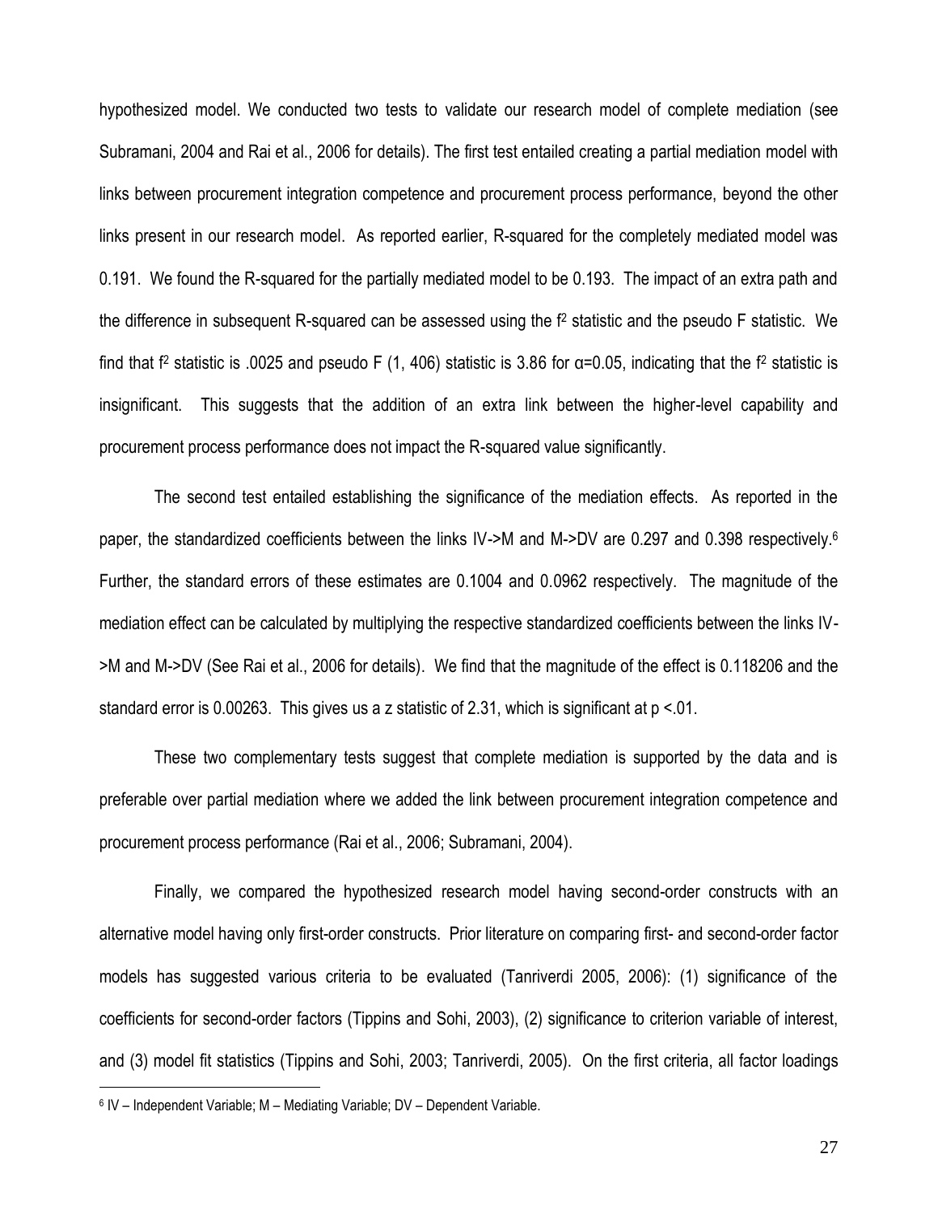hypothesized model. We conducted two tests to validate our research model of complete mediation (see Subramani, 2004 and Rai et al., 2006 for details). The first test entailed creating a partial mediation model with links between procurement integration competence and procurement process performance, beyond the other links present in our research model. As reported earlier, R-squared for the completely mediated model was 0.191. We found the R-squared for the partially mediated model to be 0.193. The impact of an extra path and the difference in subsequent R-squared can be assessed using the $f^2$ statistic and the pseudo F statistic. We find that $f^2$ statistic is .0025 and pseudo $F$ (1, 406) statistic is 3.86 for $\alpha$=0.05, indicating that the $f^2$ statistic is insignificant. This suggests that the addition of an extra link between the higher-level capability and procurement process performance does not impact the R-squared value significantly.

The second test entailed establishing the significance of the mediation effects. As reported in the paper, the standardized coefficients between the links IV->M and M->DV are 0.297 and 0.398 respectively.[6] Further, the standard errors of these estimates are 0.1004 and 0.0962 respectively. The magnitude of the mediation effect can be calculated by multiplying the respective standardized coefficients between the links IV->M and M->DV (See Rai et al., 2006 for details). We find that the magnitude of the effect is 0.118206 and the standard error is 0.00263. This gives us a z statistic of 2.31, which is significant at $p < .01$.

These two complementary tests suggest that complete mediation is supported by the data and is preferable over partial mediation where we added the link between procurement integration competence and procurement process performance (Rai et al., 2006; Subramani, 2004).

Finally, we compared the hypothesized research model having second-order constructs with an alternative model having only first-order constructs. Prior literature on comparing first- and second-order factor models has suggested various criteria to be evaluated (Tanriverdi 2005, 2006): (1) significance of the coefficients for second-order factors (Tippins and Sohi, 2003), (2) significance to criterion variable of interest, and (3) model fit statistics (Tippins and Sohi, 2003; Tanriverdi, 2005). On the first criteria, all factor loadings

[6] IV – Independent Variable; M – Mediating Variable; DV – Dependent Variable.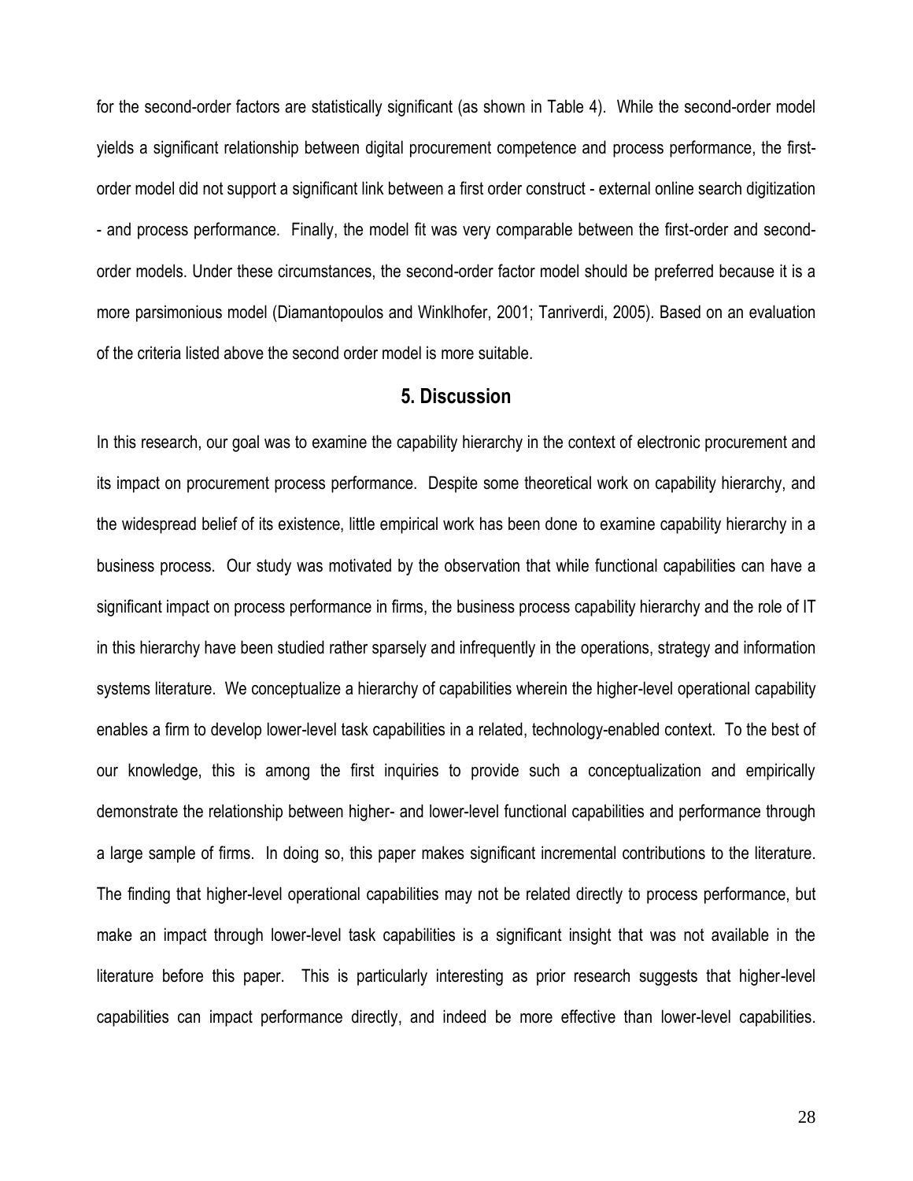for the second-order factors are statistically significant (as shown in Table 4). While the second-order model yields a significant relationship between digital procurement competence and process performance, the first-order model did not support a significant link between a first order construct - external online search digitization - and process performance. Finally, the model fit was very comparable between the first-order and second-order models. Under these circumstances, the second-order factor model should be preferred because it is a more parsimonious model (Diamantopoulos and Winklhofer, 2001; Tanriverdi, 2005). Based on an evaluation of the criteria listed above the second order model is more suitable.

## 5. Discussion

In this research, our goal was to examine the capability hierarchy in the context of electronic procurement and its impact on procurement process performance. Despite some theoretical work on capability hierarchy, and the widespread belief of its existence, little empirical work has been done to examine capability hierarchy in a business process. Our study was motivated by the observation that while functional capabilities can have a significant impact on process performance in firms, the business process capability hierarchy and the role of IT in this hierarchy have been studied rather sparsely and infrequently in the operations, strategy and information systems literature. We conceptualize a hierarchy of capabilities wherein the higher-level operational capability enables a firm to develop lower-level task capabilities in a related, technology-enabled context. To the best of our knowledge, this is among the first inquiries to provide such a conceptualization and empirically demonstrate the relationship between higher- and lower-level functional capabilities and performance through a large sample of firms. In doing so, this paper makes significant incremental contributions to the literature. The finding that higher-level operational capabilities may not be related directly to process performance, but make an impact through lower-level task capabilities is a significant insight that was not available in the literature before this paper. This is particularly interesting as prior research suggests that higher-level capabilities can impact performance directly, and indeed be more effective than lower-level capabilities.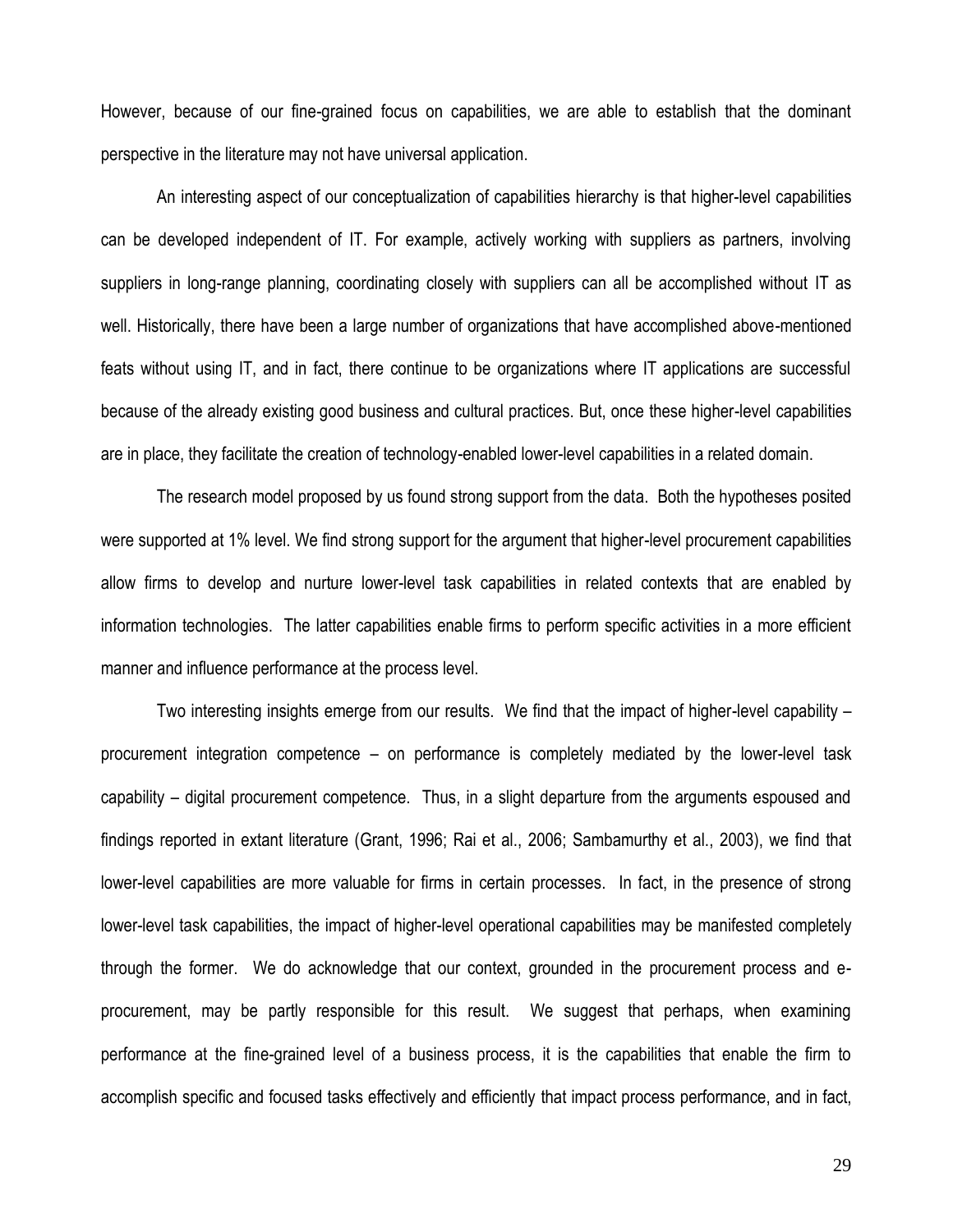However, because of our fine-grained focus on capabilities, we are able to establish that the dominant perspective in the literature may not have universal application.

An interesting aspect of our conceptualization of capabilities hierarchy is that higher-level capabilities can be developed independent of IT. For example, actively working with suppliers as partners, involving suppliers in long-range planning, coordinating closely with suppliers can all be accomplished without IT as well. Historically, there have been a large number of organizations that have accomplished above-mentioned feats without using IT, and in fact, there continue to be organizations where IT applications are successful because of the already existing good business and cultural practices. But, once these higher-level capabilities are in place, they facilitate the creation of technology-enabled lower-level capabilities in a related domain.

The research model proposed by us found strong support from the data. Both the hypotheses posited were supported at 1% level. We find strong support for the argument that higher-level procurement capabilities allow firms to develop and nurture lower-level task capabilities in related contexts that are enabled by information technologies. The latter capabilities enable firms to perform specific activities in a more efficient manner and influence performance at the process level.

Two interesting insights emerge from our results. We find that the impact of higher-level capability – procurement integration competence – on performance is completely mediated by the lower-level task capability – digital procurement competence. Thus, in a slight departure from the arguments espoused and findings reported in extant literature (Grant, 1996; Rai et al., 2006; Sambamurthy et al., 2003), we find that lower-level capabilities are more valuable for firms in certain processes. In fact, in the presence of strong lower-level task capabilities, the impact of higher-level operational capabilities may be manifested completely through the former. We do acknowledge that our context, grounded in the procurement process and e-procurement, may be partly responsible for this result. We suggest that perhaps, when examining performance at the fine-grained level of a business process, it is the capabilities that enable the firm to accomplish specific and focused tasks effectively and efficiently that impact process performance, and in fact,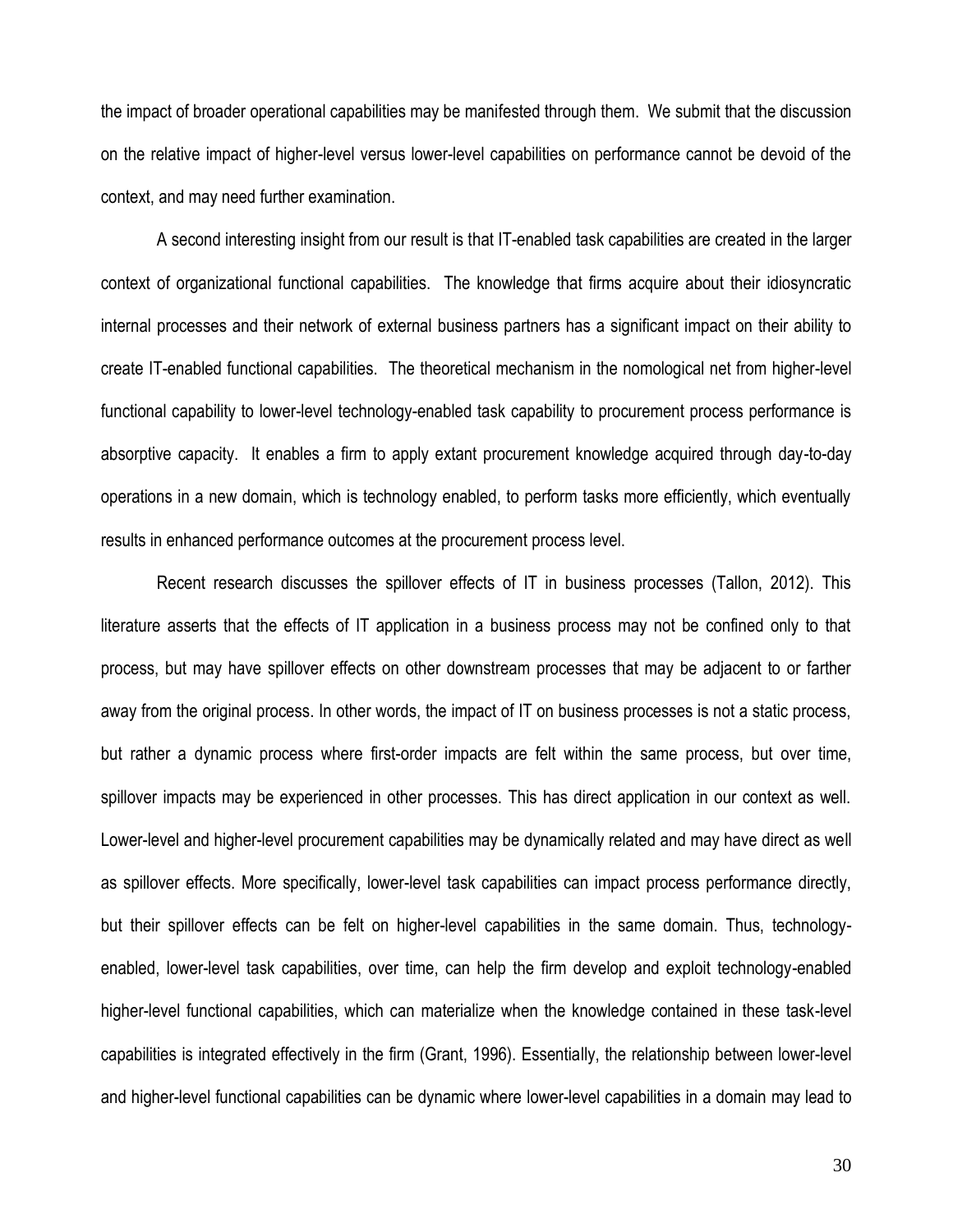the impact of broader operational capabilities may be manifested through them. We submit that the discussion on the relative impact of higher-level versus lower-level capabilities on performance cannot be devoid of the context, and may need further examination.

A second interesting insight from our result is that IT-enabled task capabilities are created in the larger context of organizational functional capabilities. The knowledge that firms acquire about their idiosyncratic internal processes and their network of external business partners has a significant impact on their ability to create IT-enabled functional capabilities. The theoretical mechanism in the nomological net from higher-level functional capability to lower-level technology-enabled task capability to procurement process performance is absorptive capacity. It enables a firm to apply extant procurement knowledge acquired through day-to-day operations in a new domain, which is technology enabled, to perform tasks more efficiently, which eventually results in enhanced performance outcomes at the procurement process level.

Recent research discusses the spillover effects of IT in business processes (Tallon, 2012). This literature asserts that the effects of IT application in a business process may not be confined only to that process, but may have spillover effects on other downstream processes that may be adjacent to or farther away from the original process. In other words, the impact of IT on business processes is not a static process, but rather a dynamic process where first-order impacts are felt within the same process, but over time, spillover impacts may be experienced in other processes. This has direct application in our context as well. Lower-level and higher-level procurement capabilities may be dynamically related and may have direct as well as spillover effects. More specifically, lower-level task capabilities can impact process performance directly, but their spillover effects can be felt on higher-level capabilities in the same domain. Thus, technology-enabled, lower-level task capabilities, over time, can help the firm develop and exploit technology-enabled higher-level functional capabilities, which can materialize when the knowledge contained in these task-level capabilities is integrated effectively in the firm (Grant, 1996). Essentially, the relationship between lower-level and higher-level functional capabilities can be dynamic where lower-level capabilities in a domain may lead to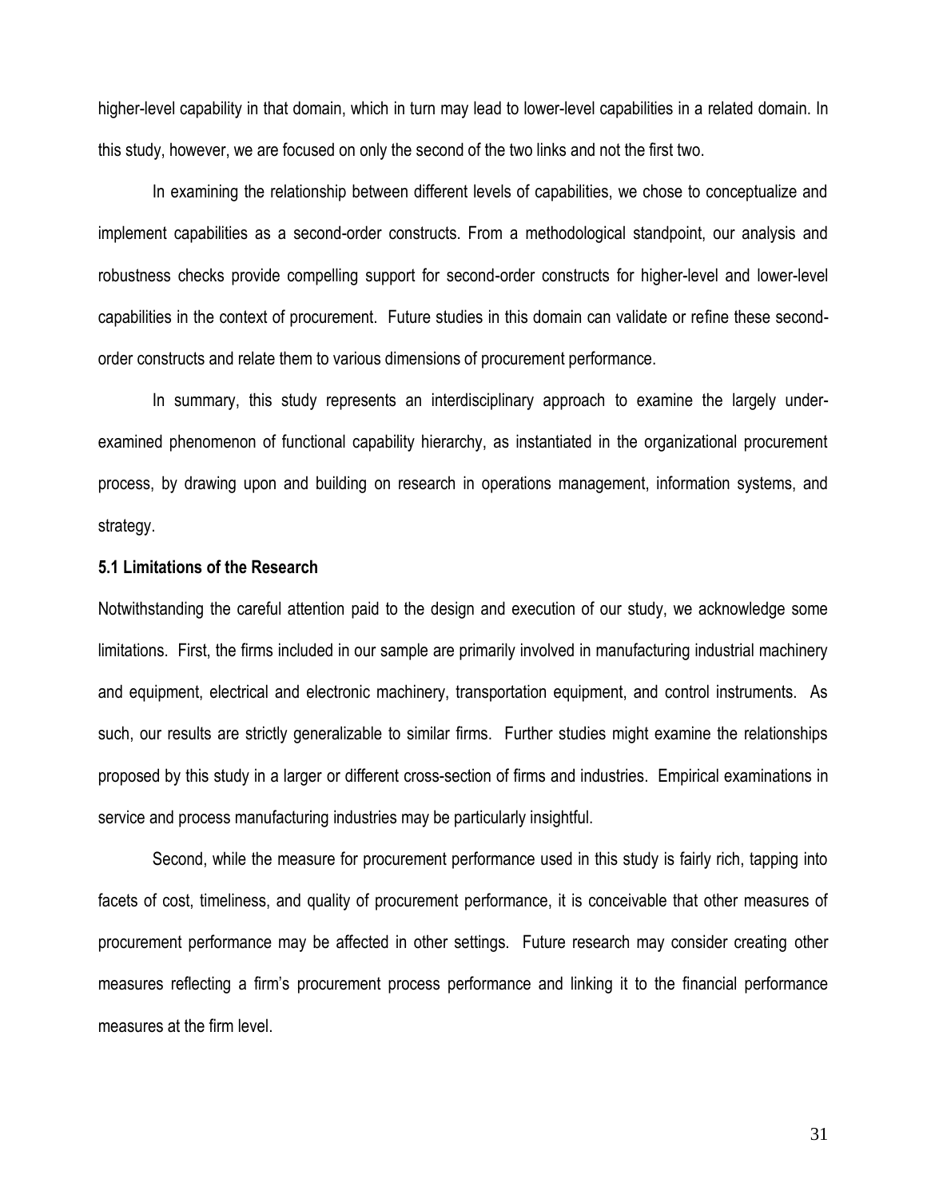higher-level capability in that domain, which in turn may lead to lower-level capabilities in a related domain. In this study, however, we are focused on only the second of the two links and not the first two.

In examining the relationship between different levels of capabilities, we chose to conceptualize and implement capabilities as a second-order constructs. From a methodological standpoint, our analysis and robustness checks provide compelling support for second-order constructs for higher-level and lower-level capabilities in the context of procurement. Future studies in this domain can validate or refine these second-order constructs and relate them to various dimensions of procurement performance.

In summary, this study represents an interdisciplinary approach to examine the largely under-examined phenomenon of functional capability hierarchy, as instantiated in the organizational procurement process, by drawing upon and building on research in operations management, information systems, and strategy.

### 5.1 Limitations of the Research

Notwithstanding the careful attention paid to the design and execution of our study, we acknowledge some limitations. First, the firms included in our sample are primarily involved in manufacturing industrial machinery and equipment, electrical and electronic machinery, transportation equipment, and control instruments. As such, our results are strictly generalizable to similar firms. Further studies might examine the relationships proposed by this study in a larger or different cross-section of firms and industries. Empirical examinations in service and process manufacturing industries may be particularly insightful.

Second, while the measure for procurement performance used in this study is fairly rich, tapping into facets of cost, timeliness, and quality of procurement performance, it is conceivable that other measures of procurement performance may be affected in other settings. Future research may consider creating other measures reflecting a firm's procurement process performance and linking it to the financial performance measures at the firm level.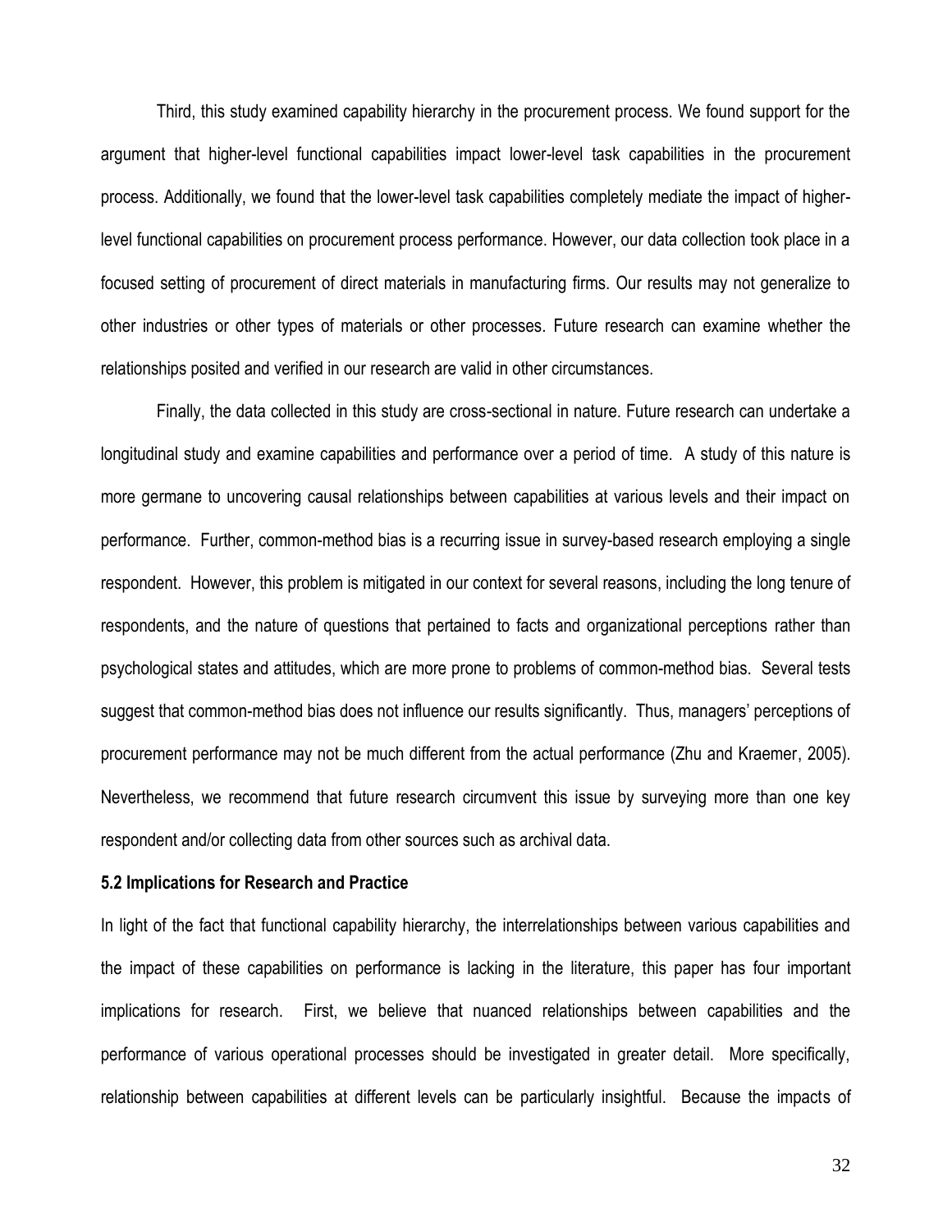Third, this study examined capability hierarchy in the procurement process. We found support for the argument that higher-level functional capabilities impact lower-level task capabilities in the procurement process. Additionally, we found that the lower-level task capabilities completely mediate the impact of higher-level functional capabilities on procurement process performance. However, our data collection took place in a focused setting of procurement of direct materials in manufacturing firms. Our results may not generalize to other industries or other types of materials or other processes. Future research can examine whether the relationships posited and verified in our research are valid in other circumstances.

Finally, the data collected in this study are cross-sectional in nature. Future research can undertake a longitudinal study and examine capabilities and performance over a period of time. A study of this nature is more germane to uncovering causal relationships between capabilities at various levels and their impact on performance. Further, common-method bias is a recurring issue in survey-based research employing a single respondent. However, this problem is mitigated in our context for several reasons, including the long tenure of respondents, and the nature of questions that pertained to facts and organizational perceptions rather than psychological states and attitudes, which are more prone to problems of common-method bias. Several tests suggest that common-method bias does not influence our results significantly. Thus, managers' perceptions of procurement performance may not be much different from the actual performance (Zhu and Kraemer, 2005). Nevertheless, we recommend that future research circumvent this issue by surveying more than one key respondent and/or collecting data from other sources such as archival data.

### 5.2 Implications for Research and Practice

In light of the fact that functional capability hierarchy, the interrelationships between various capabilities and the impact of these capabilities on performance is lacking in the literature, this paper has four important implications for research. First, we believe that nuanced relationships between capabilities and the performance of various operational processes should be investigated in greater detail. More specifically, relationship between capabilities at different levels can be particularly insightful. Because the impacts of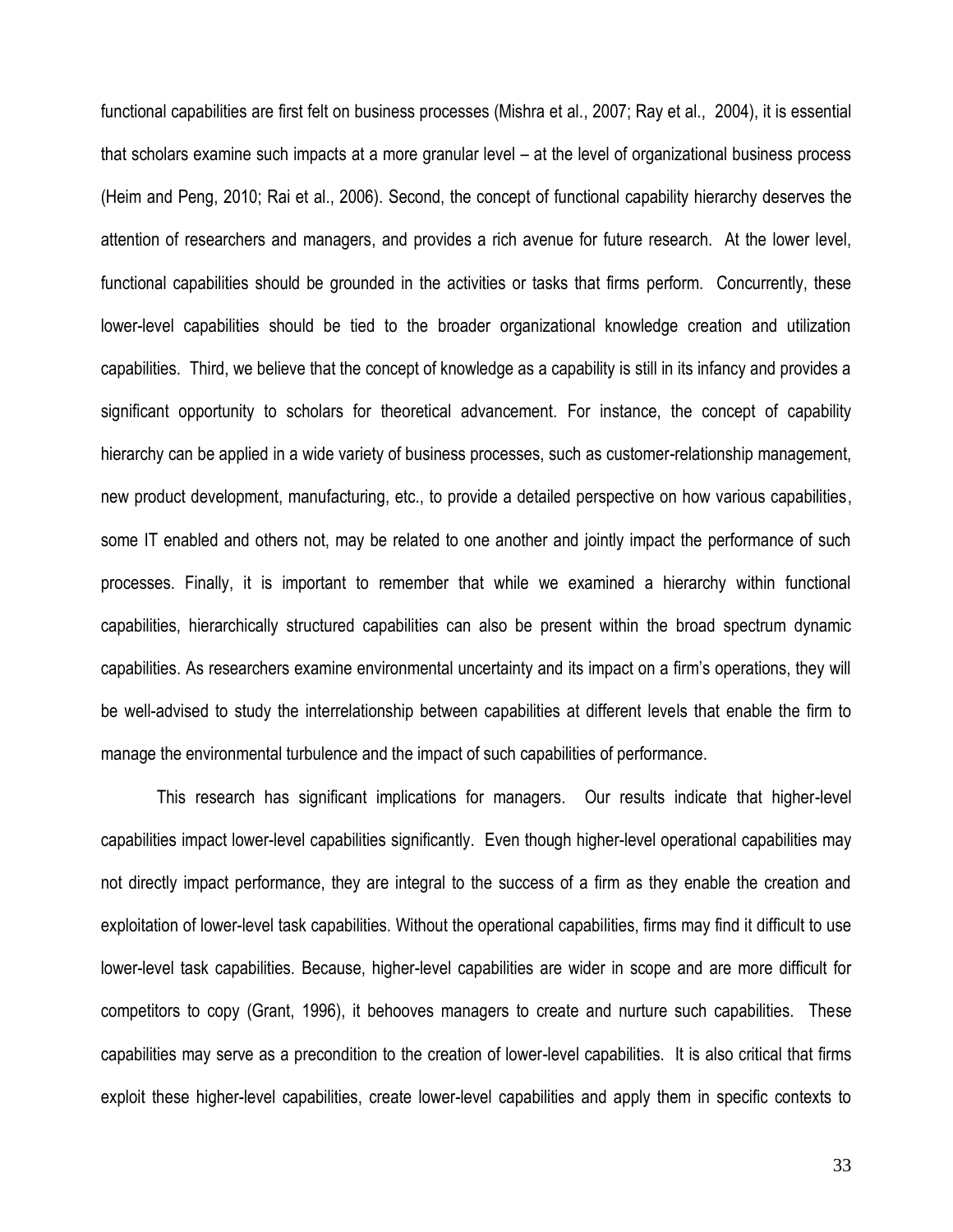functional capabilities are first felt on business processes (Mishra et al., 2007; Ray et al., 2004), it is essential that scholars examine such impacts at a more granular level – at the level of organizational business process (Heim and Peng, 2010; Rai et al., 2006). Second, the concept of functional capability hierarchy deserves the attention of researchers and managers, and provides a rich avenue for future research. At the lower level, functional capabilities should be grounded in the activities or tasks that firms perform. Concurrently, these lower-level capabilities should be tied to the broader organizational knowledge creation and utilization capabilities. Third, we believe that the concept of knowledge as a capability is still in its infancy and provides a significant opportunity to scholars for theoretical advancement. For instance, the concept of capability hierarchy can be applied in a wide variety of business processes, such as customer-relationship management, new product development, manufacturing, etc., to provide a detailed perspective on how various capabilities, some IT enabled and others not, may be related to one another and jointly impact the performance of such processes. Finally, it is important to remember that while we examined a hierarchy within functional capabilities, hierarchically structured capabilities can also be present within the broad spectrum dynamic capabilities. As researchers examine environmental uncertainty and its impact on a firm's operations, they will be well-advised to study the interrelationship between capabilities at different levels that enable the firm to manage the environmental turbulence and the impact of such capabilities of performance.

This research has significant implications for managers. Our results indicate that higher-level capabilities impact lower-level capabilities significantly. Even though higher-level operational capabilities may not directly impact performance, they are integral to the success of a firm as they enable the creation and exploitation of lower-level task capabilities. Without the operational capabilities, firms may find it difficult to use lower-level task capabilities. Because, higher-level capabilities are wider in scope and are more difficult for competitors to copy (Grant, 1996), it behooves managers to create and nurture such capabilities. These capabilities may serve as a precondition to the creation of lower-level capabilities. It is also critical that firms exploit these higher-level capabilities, create lower-level capabilities and apply them in specific contexts to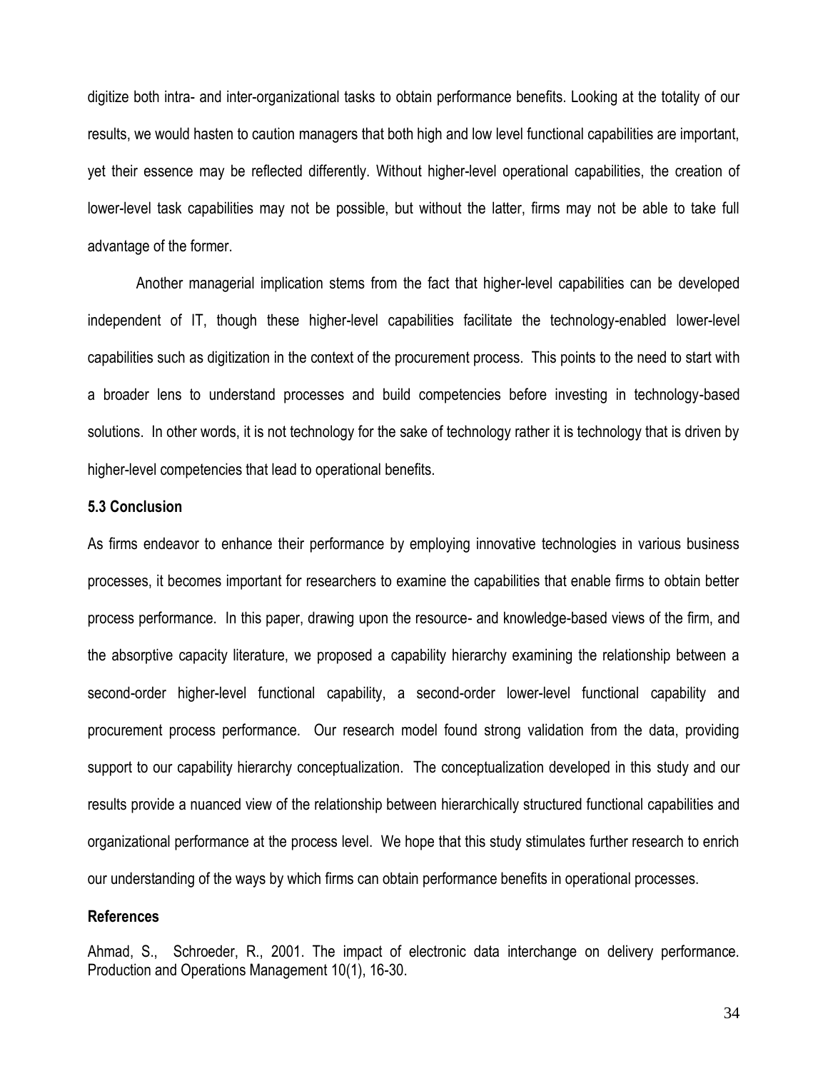digitize both intra- and inter-organizational tasks to obtain performance benefits. Looking at the totality of our results, we would hasten to caution managers that both high and low level functional capabilities are important, yet their essence may be reflected differently. Without higher-level operational capabilities, the creation of lower-level task capabilities may not be possible, but without the latter, firms may not be able to take full advantage of the former.

Another managerial implication stems from the fact that higher-level capabilities can be developed independent of IT, though these higher-level capabilities facilitate the technology-enabled lower-level capabilities such as digitization in the context of the procurement process. This points to the need to start with a broader lens to understand processes and build competencies before investing in technology-based solutions. In other words, it is not technology for the sake of technology rather it is technology that is driven by higher-level competencies that lead to operational benefits.

### 5.3 Conclusion

As firms endeavor to enhance their performance by employing innovative technologies in various business processes, it becomes important for researchers to examine the capabilities that enable firms to obtain better process performance. In this paper, drawing upon the resource- and knowledge-based views of the firm, and the absorptive capacity literature, we proposed a capability hierarchy examining the relationship between a second-order higher-level functional capability, a second-order lower-level functional capability and procurement process performance. Our research model found strong validation from the data, providing support to our capability hierarchy conceptualization. The conceptualization developed in this study and our results provide a nuanced view of the relationship between hierarchically structured functional capabilities and organizational performance at the process level. We hope that this study stimulates further research to enrich our understanding of the ways by which firms can obtain performance benefits in operational processes.

## References

Ahmad, S., Schroeder, R., 2001. The impact of electronic data interchange on delivery performance. Production and Operations Management 10(1), 16-30.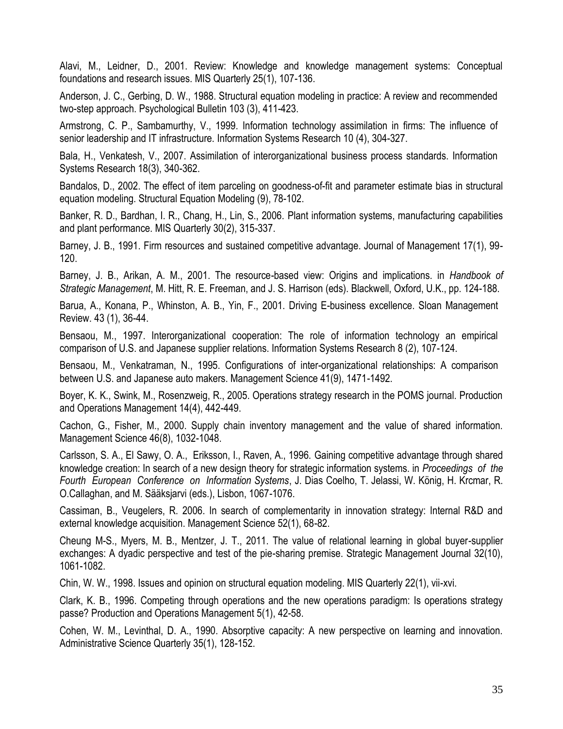Alavi, M., Leidner, D., 2001. Review: Knowledge and knowledge management systems: Conceptual foundations and research issues. MIS Quarterly 25(1), 107-136.

Anderson, J. C., Gerbing, D. W., 1988. Structural equation modeling in practice: A review and recommended two-step approach. Psychological Bulletin 103 (3), 411-423.

Armstrong, C. P., Sambamurthy, V., 1999. Information technology assimilation in firms: The influence of senior leadership and IT infrastructure. Information Systems Research 10 (4), 304-327.

Bala, H., Venkatesh, V., 2007. Assimilation of interorganizational business process standards. Information Systems Research 18(3), 340-362.

Bandalos, D., 2002. The effect of item parceling on goodness-of-fit and parameter estimate bias in structural equation modeling. Structural Equation Modeling (9), 78-102.

Banker, R. D., Bardhan, I. R., Chang, H., Lin, S., 2006. Plant information systems, manufacturing capabilities and plant performance. MIS Quarterly 30(2), 315-337.

Barney, J. B., 1991. Firm resources and sustained competitive advantage. Journal of Management 17(1), 99-120.

Barney, J. B., Arikan, A. M., 2001. The resource-based view: Origins and implications. in *Handbook of Strategic Management*, M. Hitt, R. E. Freeman, and J. S. Harrison (eds). Blackwell, Oxford, U.K., pp. 124-188.

Barua, A., Konana, P., Whinston, A. B., Yin, F., 2001. Driving E-business excellence. Sloan Management Review. 43 (1), 36-44.

Bensaou, M., 1997. Interorganizational cooperation: The role of information technology an empirical comparison of U.S. and Japanese supplier relations. Information Systems Research 8 (2), 107-124.

Bensaou, M., Venkatraman, N., 1995. Configurations of inter-organizational relationships: A comparison between U.S. and Japanese auto makers. Management Science 41(9), 1471-1492.

Boyer, K. K., Swink, M., Rosenzweig, R., 2005. Operations strategy research in the POMS journal. Production and Operations Management 14(4), 442-449.

Cachon, G., Fisher, M., 2000. Supply chain inventory management and the value of shared information. Management Science 46(8), 1032-1048.

Carlsson, S. A., El Sawy, O. A., Eriksson, I., Raven, A., 1996. Gaining competitive advantage through shared knowledge creation: In search of a new design theory for strategic information systems. in *Proceedings of the Fourth European Conference on Information Systems*, J. Dias Coelho, T. Jelassi, W. König, H. Krcmar, R. O.Callaghan, and M. Sääksjarvi (eds.), Lisbon, 1067-1076.

Cassiman, B., Veugelers, R. 2006. In search of complementarity in innovation strategy: Internal R&D and external knowledge acquisition. Management Science 52(1), 68-82.

Cheung M-S., Myers, M. B., Mentzer, J. T., 2011. The value of relational learning in global buyer-supplier exchanges: A dyadic perspective and test of the pie-sharing premise. Strategic Management Journal 32(10), 1061-1082.

Chin, W. W., 1998. Issues and opinion on structural equation modeling. MIS Quarterly 22(1), vii-xvi.

Clark, K. B., 1996. Competing through operations and the new operations paradigm: Is operations strategy passe? Production and Operations Management 5(1), 42-58.

Cohen, W. M., Levinthal, D. A., 1990. Absorptive capacity: A new perspective on learning and innovation. Administrative Science Quarterly 35(1), 128-152.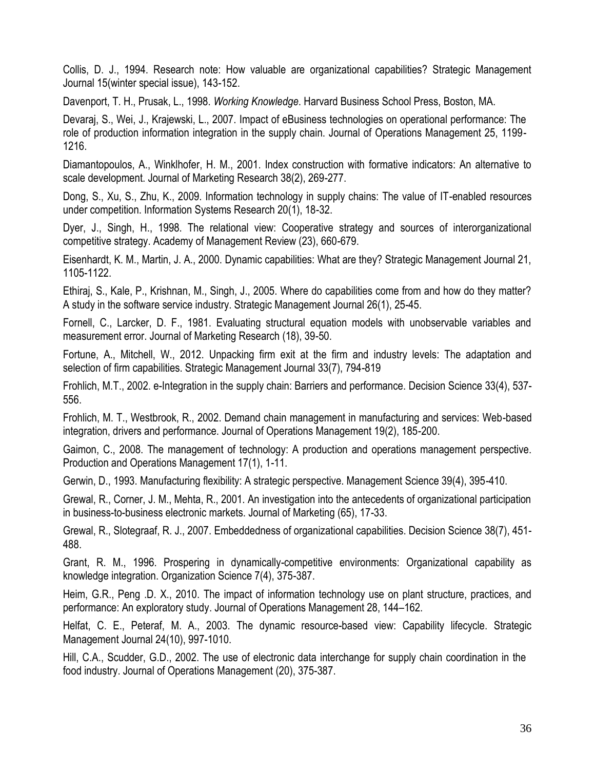Collis, D. J., 1994. Research note: How valuable are organizational capabilities? Strategic Management Journal 15(winter special issue), 143-152.

Davenport, T. H., Prusak, L., 1998. *Working Knowledge*. Harvard Business School Press, Boston, MA.

Devaraj, S., Wei, J., Krajewski, L., 2007. Impact of eBusiness technologies on operational performance: The role of production information integration in the supply chain. Journal of Operations Management 25, 1199-1216.

Diamantopoulos, A., Winklhofer, H. M., 2001. Index construction with formative indicators: An alternative to scale development. Journal of Marketing Research 38(2), 269-277.

Dong, S., Xu, S., Zhu, K., 2009. Information technology in supply chains: The value of IT-enabled resources under competition. Information Systems Research 20(1), 18-32.

Dyer, J., Singh, H., 1998. The relational view: Cooperative strategy and sources of interorganizational competitive strategy. Academy of Management Review (23), 660-679.

Eisenhardt, K. M., Martin, J. A., 2000. Dynamic capabilities: What are they? Strategic Management Journal 21, 1105-1122.

Ethiraj, S., Kale, P., Krishnan, M., Singh, J., 2005. Where do capabilities come from and how do they matter? A study in the software service industry. Strategic Management Journal 26(1), 25-45.

Fornell, C., Larcker, D. F., 1981. Evaluating structural equation models with unobservable variables and measurement error. Journal of Marketing Research (18), 39-50.

Fortune, A., Mitchell, W., 2012. Unpacking firm exit at the firm and industry levels: The adaptation and selection of firm capabilities. Strategic Management Journal 33(7), 794-819

Frohlich, M.T., 2002. e-Integration in the supply chain: Barriers and performance. Decision Science 33(4), 537-556.

Frohlich, M. T., Westbrook, R., 2002. Demand chain management in manufacturing and services: Web-based integration, drivers and performance. Journal of Operations Management 19(2), 185-200.

Gaimon, C., 2008. The management of technology: A production and operations management perspective. Production and Operations Management 17(1), 1-11.

Gerwin, D., 1993. Manufacturing flexibility: A strategic perspective. Management Science 39(4), 395-410.

Grewal, R., Corner, J. M., Mehta, R., 2001. An investigation into the antecedents of organizational participation in business-to-business electronic markets. Journal of Marketing (65), 17-33.

Grewal, R., Slotegraaf, R. J., 2007. Embeddedness of organizational capabilities. Decision Science 38(7), 451-488.

Grant, R. M., 1996. Prospering in dynamically-competitive environments: Organizational capability as knowledge integration. Organization Science 7(4), 375-387.

Heim, G.R., Peng .D. X., 2010. The impact of information technology use on plant structure, practices, and performance: An exploratory study. Journal of Operations Management 28, 144–162.

Helfat, C. E., Peteraf, M. A., 2003. The dynamic resource-based view: Capability lifecycle. Strategic Management Journal 24(10), 997-1010.

Hill, C.A., Scudder, G.D., 2002. The use of electronic data interchange for supply chain coordination in the food industry. Journal of Operations Management (20), 375-387.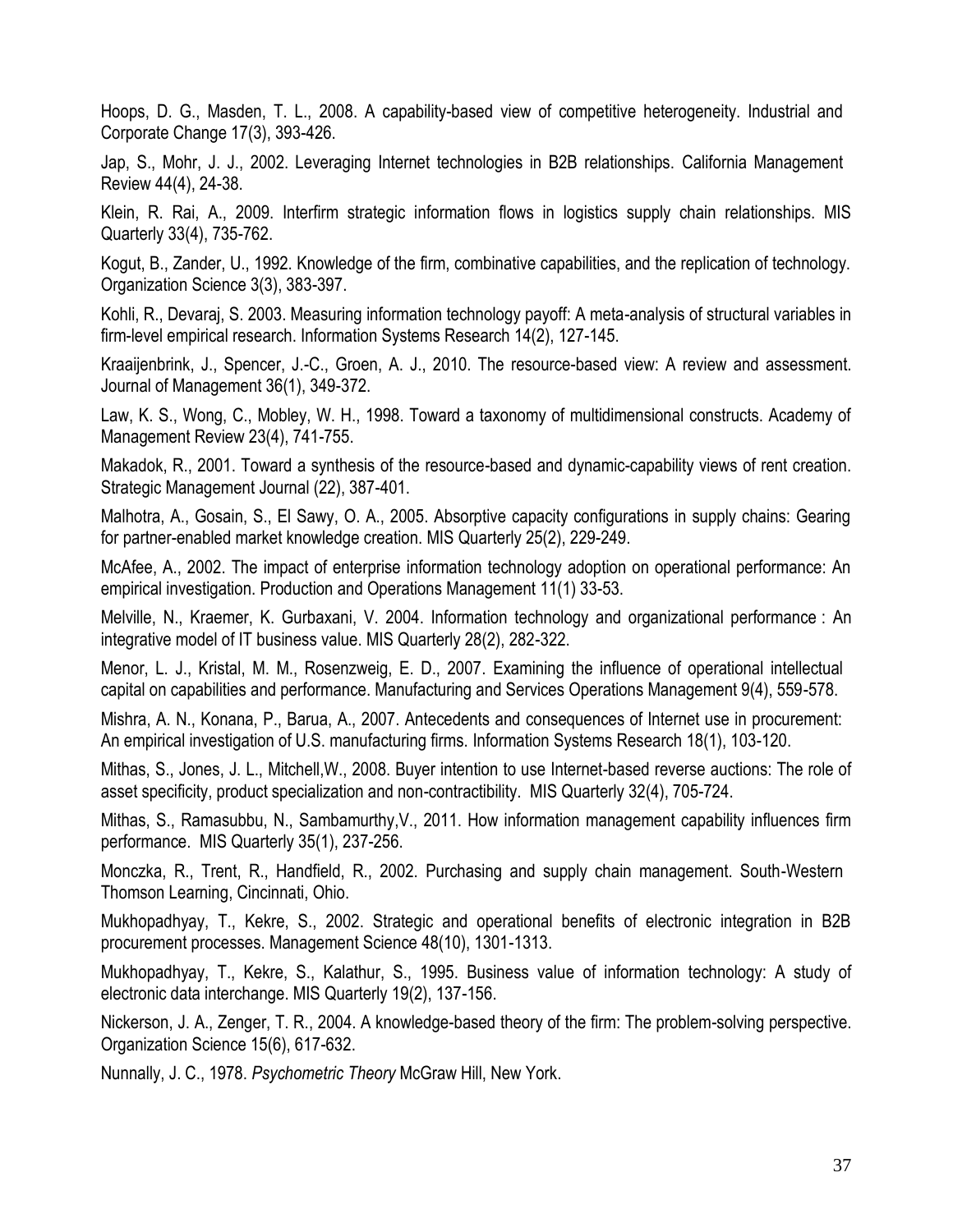Hoops, D. G., Masden, T. L., 2008. A capability-based view of competitive heterogeneity. Industrial and Corporate Change 17(3), 393-426.

Jap, S., Mohr, J. J., 2002. Leveraging Internet technologies in B2B relationships. California Management Review 44(4), 24-38.

Klein, R. Rai, A., 2009. Interfirm strategic information flows in logistics supply chain relationships. MIS Quarterly 33(4), 735-762.

Kogut, B., Zander, U., 1992. Knowledge of the firm, combinative capabilities, and the replication of technology. Organization Science 3(3), 383-397.

Kohli, R., Devaraj, S. 2003. Measuring information technology payoff: A meta-analysis of structural variables in firm-level empirical research. Information Systems Research 14(2), 127-145.

Kraaijenbrink, J., Spencer, J.-C., Groen, A. J., 2010. The resource-based view: A review and assessment. Journal of Management 36(1), 349-372.

Law, K. S., Wong, C., Mobley, W. H., 1998. Toward a taxonomy of multidimensional constructs. Academy of Management Review 23(4), 741-755.

Makadok, R., 2001. Toward a synthesis of the resource-based and dynamic-capability views of rent creation. Strategic Management Journal (22), 387-401.

Malhotra, A., Gosain, S., El Sawy, O. A., 2005. Absorptive capacity configurations in supply chains: Gearing for partner-enabled market knowledge creation. MIS Quarterly 25(2), 229-249.

McAfee, A., 2002. The impact of enterprise information technology adoption on operational performance: An empirical investigation. Production and Operations Management 11(1) 33-53.

Melville, N., Kraemer, K. Gurbaxani, V. 2004. Information technology and organizational performance : An integrative model of IT business value. MIS Quarterly 28(2), 282-322.

Menor, L. J., Kristal, M. M., Rosenzweig, E. D., 2007. Examining the influence of operational intellectual capital on capabilities and performance. Manufacturing and Services Operations Management 9(4), 559-578.

Mishra, A. N., Konana, P., Barua, A., 2007. Antecedents and consequences of Internet use in procurement: An empirical investigation of U.S. manufacturing firms. Information Systems Research 18(1), 103-120.

Mithas, S., Jones, J. L., Mitchell,W., 2008. Buyer intention to use Internet-based reverse auctions: The role of asset specificity, product specialization and non-contractibility. MIS Quarterly 32(4), 705-724.

Mithas, S., Ramasubbu, N., Sambamurthy,V., 2011. How information management capability influences firm performance. MIS Quarterly 35(1), 237-256.

Monczka, R., Trent, R., Handfield, R., 2002. Purchasing and supply chain management. South-Western Thomson Learning, Cincinnati, Ohio.

Mukhopadhyay, T., Kekre, S., 2002. Strategic and operational benefits of electronic integration in B2B procurement processes. Management Science 48(10), 1301-1313.

Mukhopadhyay, T., Kekre, S., Kalathur, S., 1995. Business value of information technology: A study of electronic data interchange. MIS Quarterly 19(2), 137-156.

Nickerson, J. A., Zenger, T. R., 2004. A knowledge-based theory of the firm: The problem-solving perspective. Organization Science 15(6), 617-632.

Nunnally, J. C., 1978. *Psychometric Theory* McGraw Hill, New York.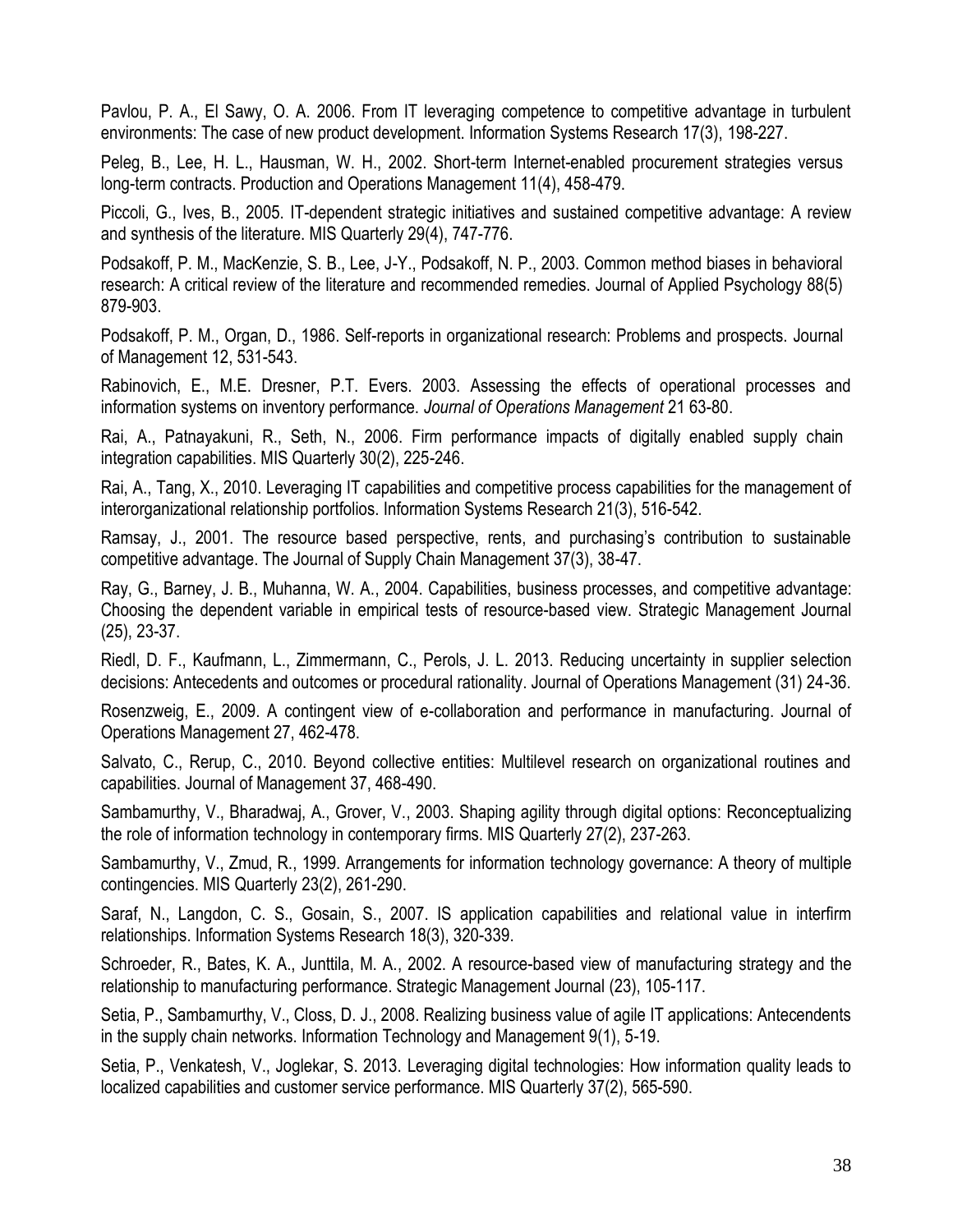Pavlou, P. A., El Sawy, O. A. 2006. From IT leveraging competence to competitive advantage in turbulent environments: The case of new product development. Information Systems Research 17(3), 198-227.

Peleg, B., Lee, H. L., Hausman, W. H., 2002. Short-term Internet-enabled procurement strategies versus long-term contracts. Production and Operations Management 11(4), 458-479.

Piccoli, G., Ives, B., 2005. IT-dependent strategic initiatives and sustained competitive advantage: A review and synthesis of the literature. MIS Quarterly 29(4), 747-776.

Podsakoff, P. M., MacKenzie, S. B., Lee, J-Y., Podsakoff, N. P., 2003. Common method biases in behavioral research: A critical review of the literature and recommended remedies. Journal of Applied Psychology 88(5) 879-903.

Podsakoff, P. M., Organ, D., 1986. Self-reports in organizational research: Problems and prospects. Journal of Management 12, 531-543.

Rabinovich, E., M.E. Dresner, P.T. Evers. 2003. Assessing the effects of operational processes and information systems on inventory performance. *Journal of Operations Management* 21 63-80.

Rai, A., Patnayakuni, R., Seth, N., 2006. Firm performance impacts of digitally enabled supply chain integration capabilities. MIS Quarterly 30(2), 225-246.

Rai, A., Tang, X., 2010. Leveraging IT capabilities and competitive process capabilities for the management of interorganizational relationship portfolios. Information Systems Research 21(3), 516-542.

Ramsay, J., 2001. The resource based perspective, rents, and purchasing's contribution to sustainable competitive advantage. The Journal of Supply Chain Management 37(3), 38-47.

Ray, G., Barney, J. B., Muhanna, W. A., 2004. Capabilities, business processes, and competitive advantage: Choosing the dependent variable in empirical tests of resource-based view. Strategic Management Journal (25), 23-37.

Riedl, D. F., Kaufmann, L., Zimmermann, C., Perols, J. L. 2013. Reducing uncertainty in supplier selection decisions: Antecedents and outcomes or procedural rationality. Journal of Operations Management (31) 24-36.

Rosenzweig, E., 2009. A contingent view of e-collaboration and performance in manufacturing. Journal of Operations Management 27, 462-478.

Salvato, C., Rerup, C., 2010. Beyond collective entities: Multilevel research on organizational routines and capabilities. Journal of Management 37, 468-490.

Sambamurthy, V., Bharadwaj, A., Grover, V., 2003. Shaping agility through digital options: Reconceptualizing the role of information technology in contemporary firms. MIS Quarterly 27(2), 237-263.

Sambamurthy, V., Zmud, R., 1999. Arrangements for information technology governance: A theory of multiple contingencies. MIS Quarterly 23(2), 261-290.

Saraf, N., Langdon, C. S., Gosain, S., 2007. IS application capabilities and relational value in interfirm relationships. Information Systems Research 18(3), 320-339.

Schroeder, R., Bates, K. A., Junttila, M. A., 2002. A resource-based view of manufacturing strategy and the relationship to manufacturing performance. Strategic Management Journal (23), 105-117.

Setia, P., Sambamurthy, V., Closs, D. J., 2008. Realizing business value of agile IT applications: Antecendents in the supply chain networks. Information Technology and Management 9(1), 5-19.

Setia, P., Venkatesh, V., Joglekar, S. 2013. Leveraging digital technologies: How information quality leads to localized capabilities and customer service performance. MIS Quarterly 37(2), 565-590.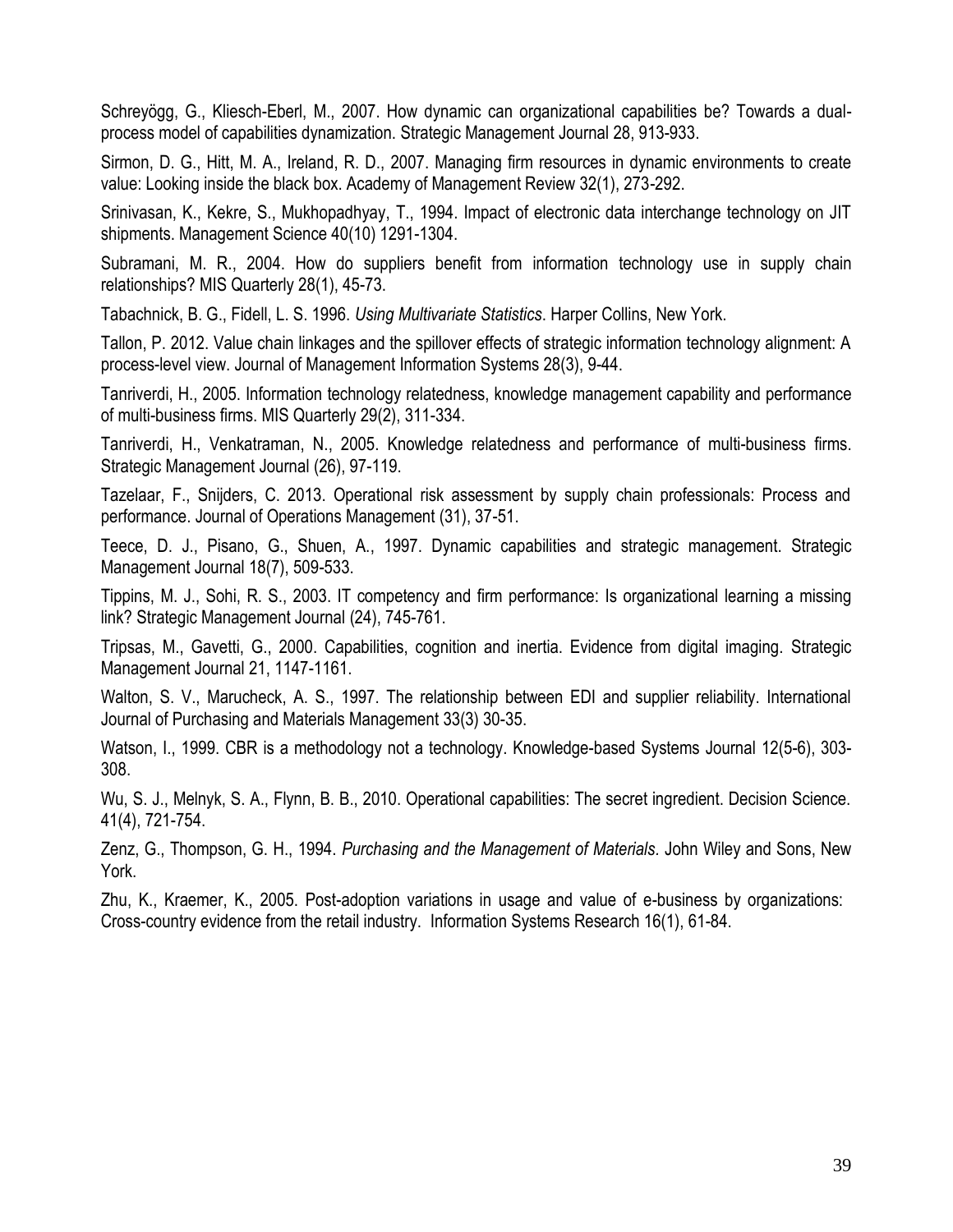Schreyögg, G., Kliesch-Eberl, M., 2007. How dynamic can organizational capabilities be? Towards a dual-process model of capabilities dynamization. Strategic Management Journal 28, 913-933.

Sirmon, D. G., Hitt, M. A., Ireland, R. D., 2007. Managing firm resources in dynamic environments to create value: Looking inside the black box. Academy of Management Review 32(1), 273-292.

Srinivasan, K., Kekre, S., Mukhopadhyay, T., 1994. Impact of electronic data interchange technology on JIT shipments. Management Science 40(10) 1291-1304.

Subramani, M. R., 2004. How do suppliers benefit from information technology use in supply chain relationships? MIS Quarterly 28(1), 45-73.

Tabachnick, B. G., Fidell, L. S. 1996. *Using Multivariate Statistics*. Harper Collins, New York.

Tallon, P. 2012. Value chain linkages and the spillover effects of strategic information technology alignment: A process-level view. Journal of Management Information Systems 28(3), 9-44.

Tanriverdi, H., 2005. Information technology relatedness, knowledge management capability and performance of multi-business firms. MIS Quarterly 29(2), 311-334.

Tanriverdi, H., Venkatraman, N., 2005. Knowledge relatedness and performance of multi-business firms. Strategic Management Journal (26), 97-119.

Tazelaar, F., Snijders, C. 2013. Operational risk assessment by supply chain professionals: Process and performance. Journal of Operations Management (31), 37-51.

Teece, D. J., Pisano, G., Shuen, A., 1997. Dynamic capabilities and strategic management. Strategic Management Journal 18(7), 509-533.

Tippins, M. J., Sohi, R. S., 2003. IT competency and firm performance: Is organizational learning a missing link? Strategic Management Journal (24), 745-761.

Tripsas, M., Gavetti, G., 2000. Capabilities, cognition and inertia. Evidence from digital imaging. Strategic Management Journal 21, 1147-1161.

Walton, S. V., Marucheck, A. S., 1997. The relationship between EDI and supplier reliability. International Journal of Purchasing and Materials Management 33(3) 30-35.

Watson, I., 1999. CBR is a methodology not a technology. Knowledge-based Systems Journal 12(5-6), 303-308.

Wu, S. J., Melnyk, S. A., Flynn, B. B., 2010. Operational capabilities: The secret ingredient. Decision Science. 41(4), 721-754.

Zenz, G., Thompson, G. H., 1994. *Purchasing and the Management of Materials*. John Wiley and Sons, New York.

Zhu, K., Kraemer, K., 2005. Post-adoption variations in usage and value of e-business by organizations: Cross-country evidence from the retail industry. Information Systems Research 16(1), 61-84.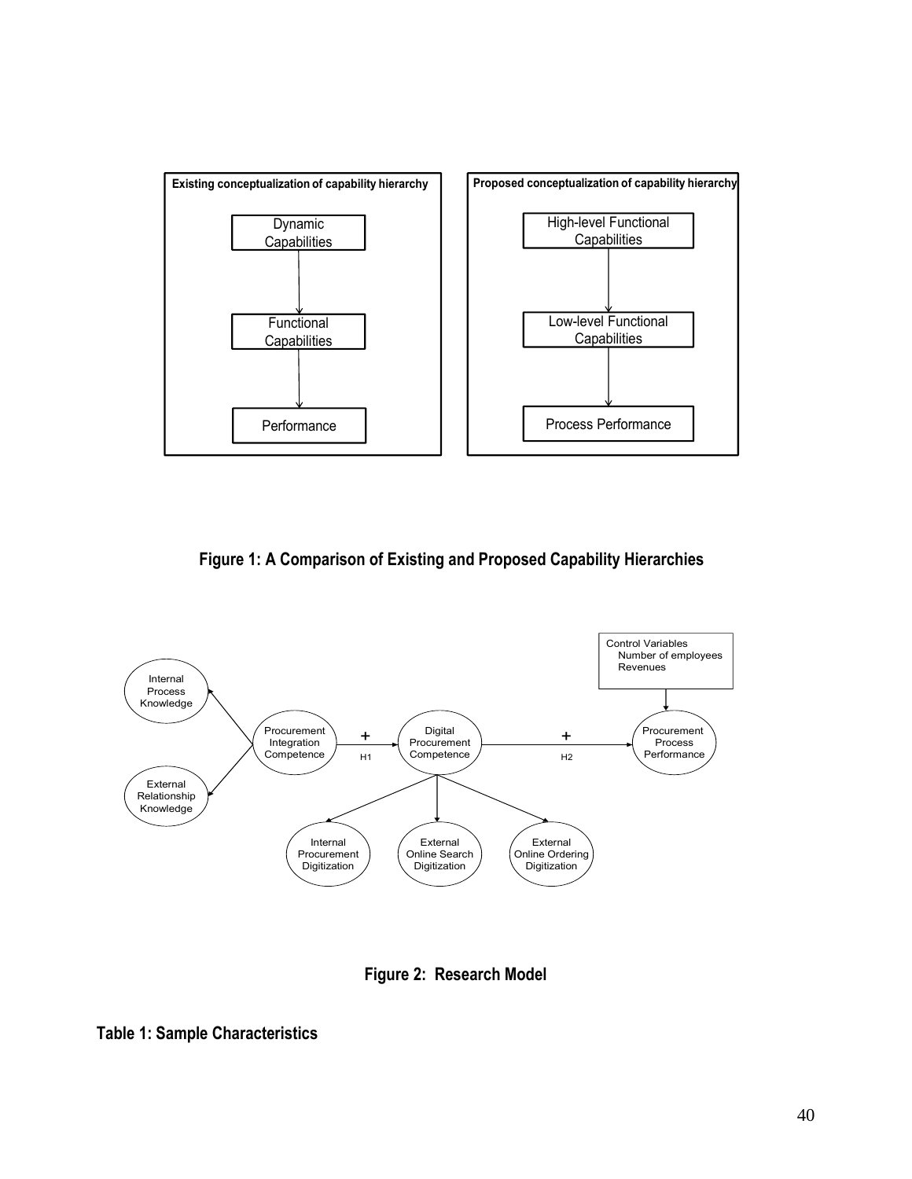Existing conceptualization of capability hierarchy

Dynamic Capabilities

Functional Capabilities

Performance

Proposed conceptualization of capability hierarchy

High-level Functional Capabilities

Low-level Functional Capabilities

Process Performance

**Figure 1: A Comparison of Existing and Proposed Capability Hierarchies**

Control Variables
Number of employees
Revenues

Internal Process Knowledge

External Relationship Knowledge

Procurement Integration Competence

+

H1

Digital Procurement Competence

+

H2

Procurement Process Performance

Internal Procurement Digitization

External Online Search Digitization

External Online Ordering Digitization

**Figure 2: Research Model**

**Table 1: Sample Characteristics**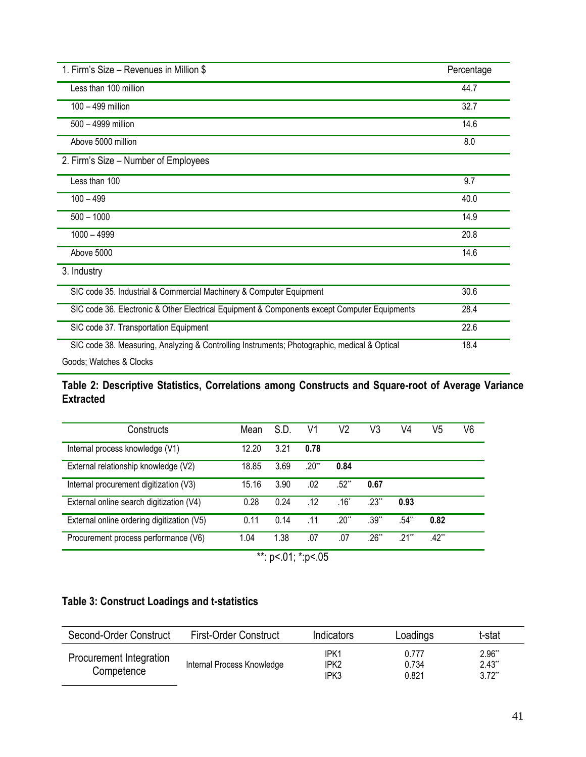| 1. Firm's Size – Revenues in Million $ | Percentage |
|---|---|
| Less than 100 million | 44.7 |
| 100 – 499 million | 32.7 |
| 500 – 4999 million | 14.6 |
| Above 5000 million | 8.0 |
| 2. Firm's Size – Number of Employees | |
| Less than 100 | 9.7 |
| 100 – 499 | 40.0 |
| 500 – 1000 | 14.9 |
| 1000 – 4999 | 20.8 |
| Above 5000 | 14.6 |
| 3. Industry | |
| SIC code 35. Industrial & Commercial Machinery & Computer Equipment | 30.6 |
| SIC code 36. Electronic & Other Electrical Equipment & Components except Computer Equipments | 28.4 |
| SIC code 37. Transportation Equipment | 22.6 |
| SIC code 38. Measuring, Analyzing & Controlling Instruments; Photographic, medical & Optical Goods; Watches & Clocks | 18.4 |

**Table 2: Descriptive Statistics, Correlations among Constructs and Square-root of Average Variance Extracted**

| Constructs | Mean | S.D. | V1 | V2 | V3 | V4 | V5 | V6 |
|---|---|---|---|---|---|---|---|---|
| Internal process knowledge (V1) | 12.20 | 3.21 | **0.78** | | | | | |
| External relationship knowledge (V2) | 18.85 | 3.69 | .20** | **0.84** | | | | |
| Internal procurement digitization (V3) | 15.16 | 3.90 | .02 | .52** | **0.67** | | | |
| External online search digitization (V4) | 0.28 | 0.24 | .12 | .16* | .23** | **0.93** | | |
| External online ordering digitization (V5) | 0.11 | 0.14 | .11 | .20** | .39** | .54** | **0.82** | |
| Procurement process performance (V6) | 1.04 | 1.38 | .07 | .07 | .26** | .21** | .42** | |

**: p<.01; *:p<.05

**Table 3: Construct Loadings and t-statistics**

| Second-Order Construct | First-Order Construct | Indicators | Loadings | t-stat |
|---|---|---|---|---|
| Procurement Integration Competence | Internal Process Knowledge | IPK1 | 0.777 | 2.96** |
| | | IPK2 | 0.734 | 2.43** |
| | | IPK3 | 0.821 | 3.72** |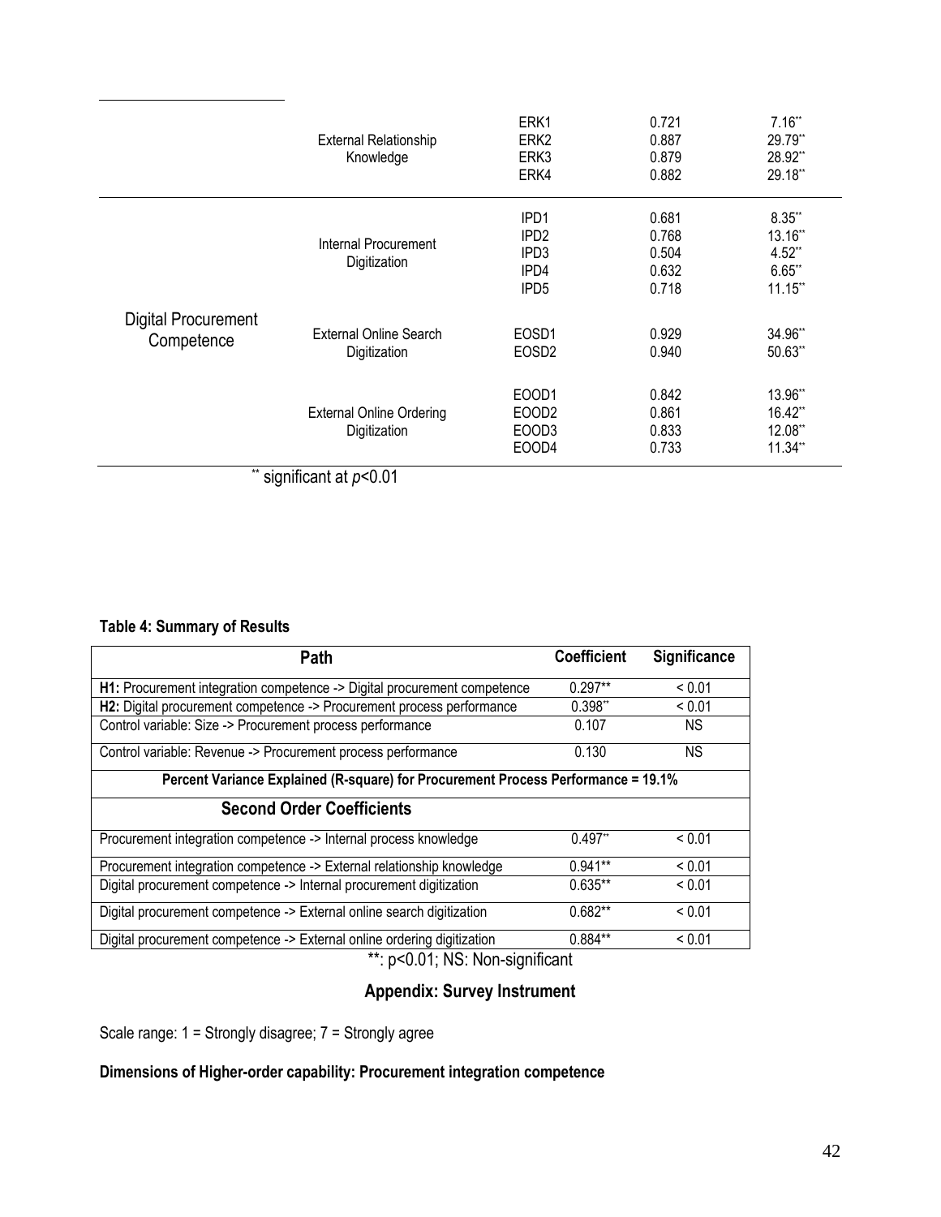| | | | | |
|---|---|---|---|---|
| | External Relationship Knowledge | ERK1 | 0.721 | 7.16** |
| | | ERK2 | 0.887 | 29.79** |
| | | ERK3 | 0.879 | 28.92** |
| | | ERK4 | 0.882 | 29.18** |
| Digital Procurement Competence | Internal Procurement Digitization | IPD1 | 0.681 | 8.35** |
| | | IPD2 | 0.768 | 13.16** |
| | | IPD3 | 0.504 | 4.52** |
| | | IPD4 | 0.632 | 6.65** |
| | | IPD5 | 0.718 | 11.15** |
| | External Online Search Digitization | EOSD1 | 0.929 | 34.96** |
| | | EOSD2 | 0.940 | 50.63** |
| | External Online Ordering Digitization | EOOD1 | 0.842 | 13.96** |
| | | EOOD2 | 0.861 | 16.42** |
| | | EOOD3 | 0.833 | 12.08** |
| | | EOOD4 | 0.733 | 11.34** |

** significant at $p<0.01$

**Table 4: Summary of Results**

| Path | Coefficient | Significance |
|---|---|---|
| **H1:** Procurement integration competence -> Digital procurement competence | 0.297** | < 0.01 |
| **H2:** Digital procurement competence -> Procurement process performance | 0.398** | < 0.01 |
| Control variable: Size -> Procurement process performance | 0.107 | NS |
| Control variable: Revenue -> Procurement process performance | 0.130 | NS |
| **Percent Variance Explained (R-square) for Procurement Process Performance = 19.1%** | | |
| **Second Order Coefficients** | | |
| Procurement integration competence -> Internal process knowledge | 0.497** | < 0.01 |
| Procurement integration competence -> External relationship knowledge | 0.941** | < 0.01 |
| Digital procurement competence -> Internal procurement digitization | 0.635** | < 0.01 |
| Digital procurement competence -> External online search digitization | 0.682** | < 0.01 |
| Digital procurement competence -> External online ordering digitization | 0.884** | < 0.01 |

**: $p<0.01$; NS: Non-significant

## Appendix: Survey Instrument

Scale range: 1 = Strongly disagree; 7 = Strongly agree

**Dimensions of Higher-order capability: Procurement integration competence**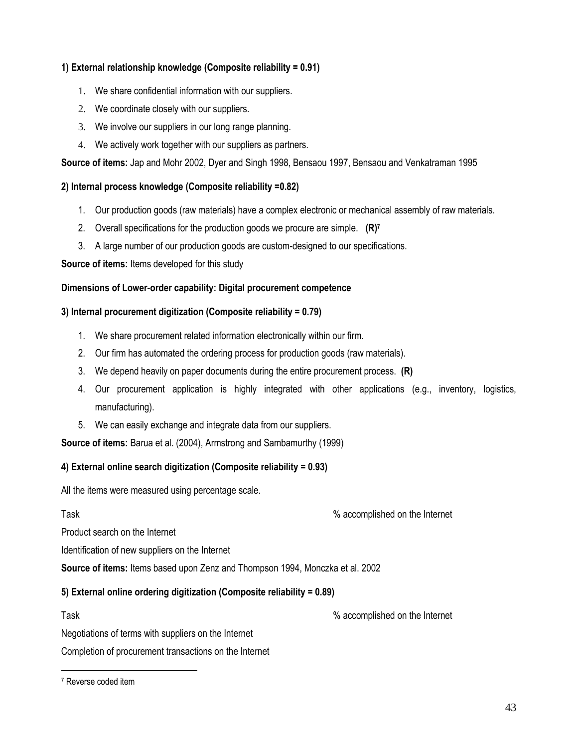**1) External relationship knowledge (Composite reliability = 0.91)**

1. We share confidential information with our suppliers.
2. We coordinate closely with our suppliers.
3. We involve our suppliers in our long range planning.
4. We actively work together with our suppliers as partners.

**Source of items:** Jap and Mohr 2002, Dyer and Singh 1998, Bensaou 1997, Bensaou and Venkatraman 1995

**2) Internal process knowledge (Composite reliability =0.82)**

1. Our production goods (raw materials) have a complex electronic or mechanical assembly of raw materials.
2. Overall specifications for the production goods we procure are simple. **(R)**[7]
3. A large number of our production goods are custom-designed to our specifications.

**Source of items:** Items developed for this study

**Dimensions of Lower-order capability: Digital procurement competence**

**3) Internal procurement digitization (Composite reliability = 0.79)**

1. We share procurement related information electronically within our firm.
2. Our firm has automated the ordering process for production goods (raw materials).
3. We depend heavily on paper documents during the entire procurement process. **(R)**
4. Our procurement application is highly integrated with other applications (e.g., inventory, logistics, manufacturing).
5. We can easily exchange and integrate data from our suppliers.

**Source of items:** Barua et al. (2004), Armstrong and Sambamurthy (1999)

**4) External online search digitization (Composite reliability = 0.93)**

All the items were measured using percentage scale.

| Task | % accomplished on the Internet |
| --- | --- |
| Product search on the Internet | |
| Identification of new suppliers on the Internet | |

**Source of items:** Items based upon Zenz and Thompson 1994, Monczka et al. 2002

**5) External online ordering digitization (Composite reliability = 0.89)**

| Task | % accomplished on the Internet |
| --- | --- |
| Negotiations of terms with suppliers on the Internet | |
| Completion of procurement transactions on the Internet | |

[7] Reverse coded item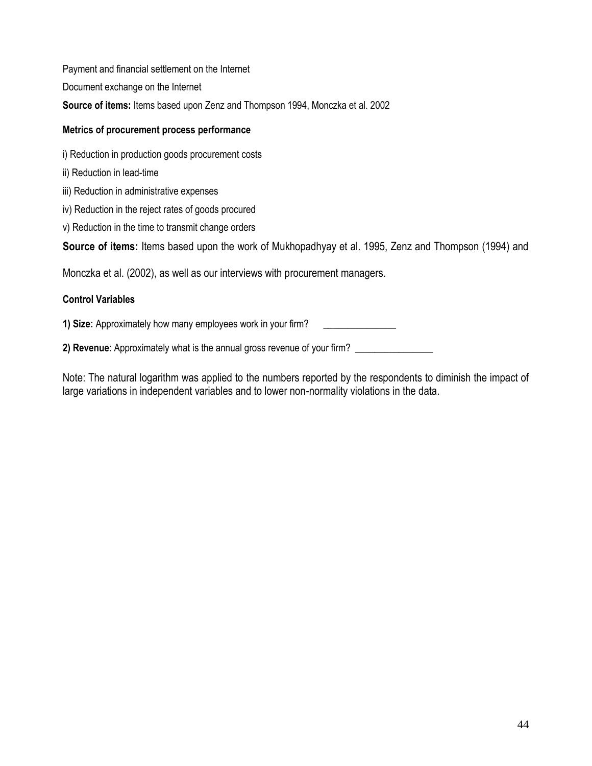Payment and financial settlement on the Internet

Document exchange on the Internet

**Source of items:** Items based upon Zenz and Thompson 1994, Monczka et al. 2002

**Metrics of procurement process performance**

i) Reduction in production goods procurement costs

ii) Reduction in lead-time

iii) Reduction in administrative expenses

iv) Reduction in the reject rates of goods procured

v) Reduction in the time to transmit change orders

**Source of items:** Items based upon the work of Mukhopadhyay et al. 1995, Zenz and Thompson (1994) and Monczka et al. (2002), as well as our interviews with procurement managers.

**Control Variables**

**1) Size:** Approximately how many employees work in your firm? _______________

**2) Revenue**: Approximately what is the annual gross revenue of your firm? ________________

Note: The natural logarithm was applied to the numbers reported by the respondents to diminish the impact of large variations in independent variables and to lower non-normality violations in the data.